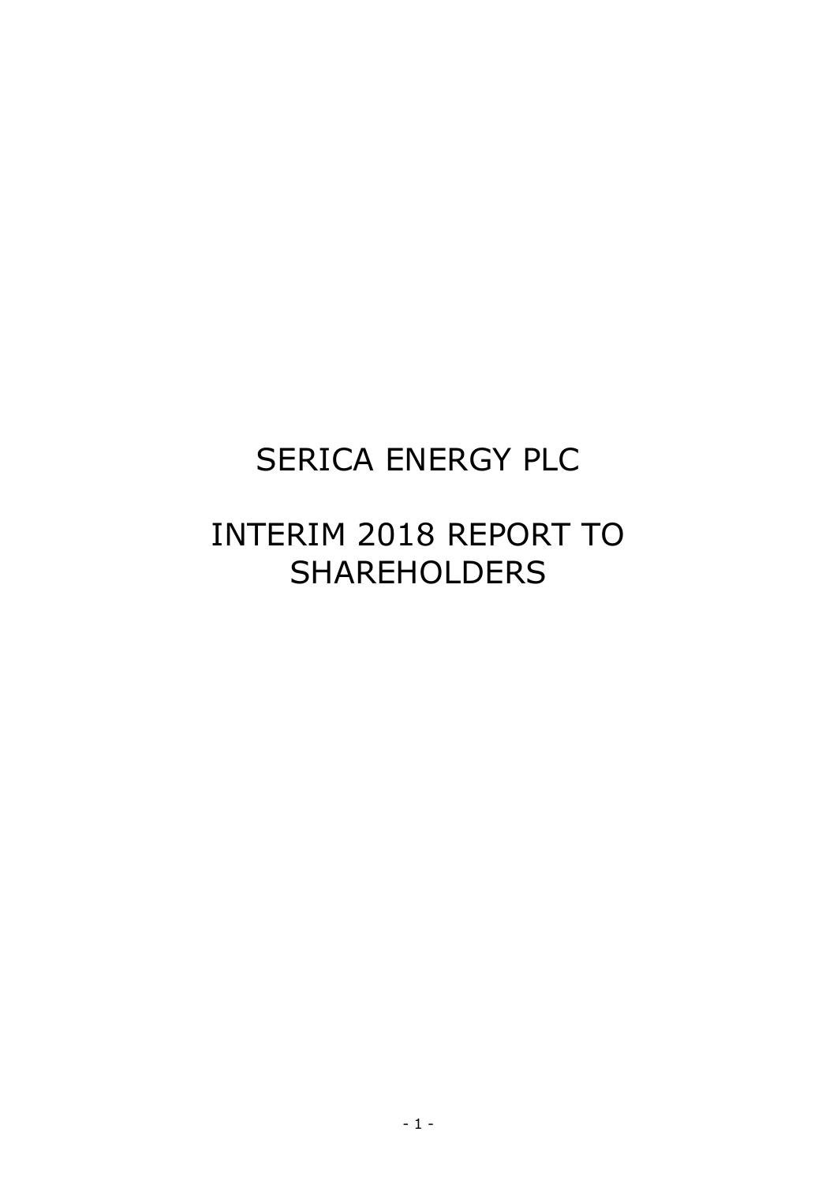# SERICA ENERGY PLC

# INTERIM 2018 REPORT TO SHAREHOLDERS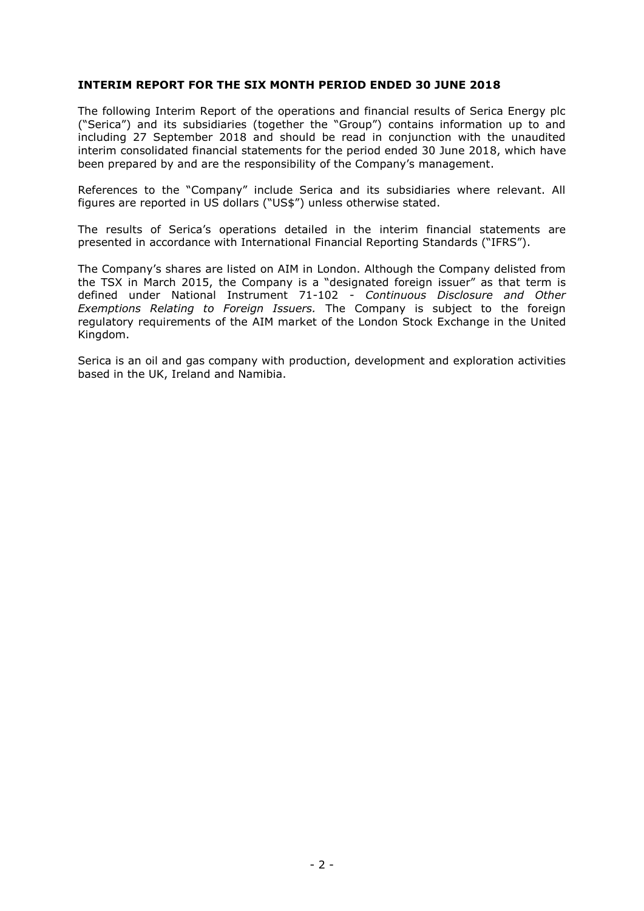**INTERIM REPORT FOR THE SIX MONTH PERIOD ENDED 30 JUNE 2018**

The following Interim Report of the operations and financial results of Serica Energy plc ("Serica") and its subsidiaries (together the "Group") contains information up to and including 27 September 2018 and should be read in conjunction with the unaudited interim consolidated financial statements for the period ended 30 June 2018, which have been prepared by and are the responsibility of the Company's management.

References to the "Company" include Serica and its subsidiaries where relevant. All figures are reported in US dollars ("US$") unless otherwise stated.

The results of Serica's operations detailed in the interim financial statements are presented in accordance with International Financial Reporting Standards ("IFRS").

The Company's shares are listed on AIM in London. Although the Company delisted from the TSX in March 2015, the Company is a "designated foreign issuer" as that term is defined under National Instrument 71-102 - *Continuous Disclosure and Other Exemptions Relating to Foreign Issuers.* The Company is subject to the foreign regulatory requirements of the AIM market of the London Stock Exchange in the United Kingdom.

Serica is an oil and gas company with production, development and exploration activities based in the UK, Ireland and Namibia.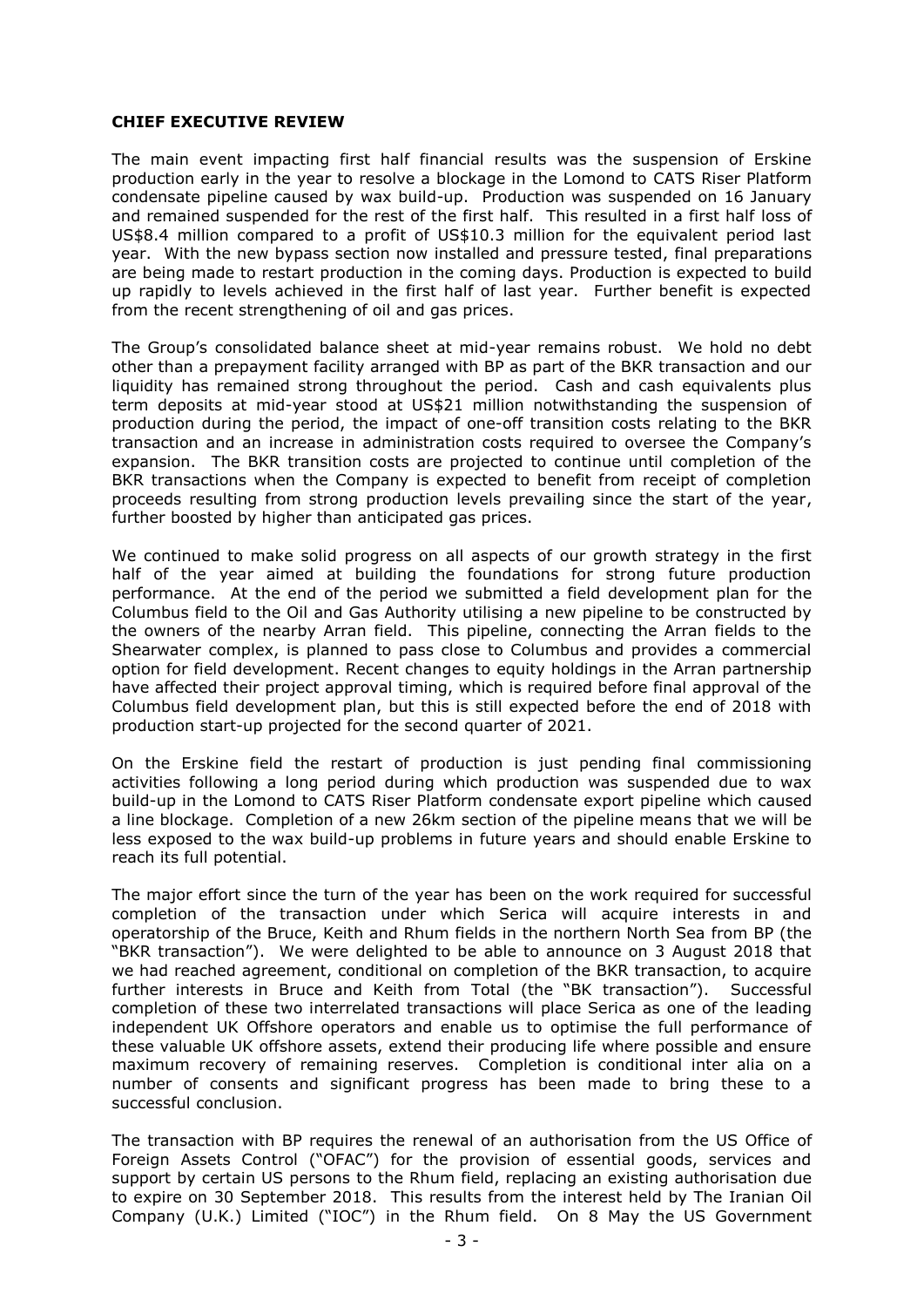**CHIEF EXECUTIVE REVIEW**

The main event impacting first half financial results was the suspension of Erskine production early in the year to resolve a blockage in the Lomond to CATS Riser Platform condensate pipeline caused by wax build-up. Production was suspended on 16 January and remained suspended for the rest of the first half. This resulted in a first half loss of US$8.4 million compared to a profit of US$10.3 million for the equivalent period last year. With the new bypass section now installed and pressure tested, final preparations are being made to restart production in the coming days. Production is expected to build up rapidly to levels achieved in the first half of last year. Further benefit is expected from the recent strengthening of oil and gas prices.

The Group's consolidated balance sheet at mid-year remains robust. We hold no debt other than a prepayment facility arranged with BP as part of the BKR transaction and our liquidity has remained strong throughout the period. Cash and cash equivalents plus term deposits at mid-year stood at US$21 million notwithstanding the suspension of production during the period, the impact of one-off transition costs relating to the BKR transaction and an increase in administration costs required to oversee the Company's expansion. The BKR transition costs are projected to continue until completion of the BKR transactions when the Company is expected to benefit from receipt of completion proceeds resulting from strong production levels prevailing since the start of the year, further boosted by higher than anticipated gas prices.

We continued to make solid progress on all aspects of our growth strategy in the first half of the year aimed at building the foundations for strong future production performance. At the end of the period we submitted a field development plan for the Columbus field to the Oil and Gas Authority utilising a new pipeline to be constructed by the owners of the nearby Arran field. This pipeline, connecting the Arran fields to the Shearwater complex, is planned to pass close to Columbus and provides a commercial option for field development. Recent changes to equity holdings in the Arran partnership have affected their project approval timing, which is required before final approval of the Columbus field development plan, but this is still expected before the end of 2018 with production start-up projected for the second quarter of 2021.

On the Erskine field the restart of production is just pending final commissioning activities following a long period during which production was suspended due to wax build-up in the Lomond to CATS Riser Platform condensate export pipeline which caused a line blockage. Completion of a new 26km section of the pipeline means that we will be less exposed to the wax build-up problems in future years and should enable Erskine to reach its full potential.

The major effort since the turn of the year has been on the work required for successful completion of the transaction under which Serica will acquire interests in and operatorship of the Bruce, Keith and Rhum fields in the northern North Sea from BP (the "BKR transaction"). We were delighted to be able to announce on 3 August 2018 that we had reached agreement, conditional on completion of the BKR transaction, to acquire further interests in Bruce and Keith from Total (the "BK transaction"). Successful completion of these two interrelated transactions will place Serica as one of the leading independent UK Offshore operators and enable us to optimise the full performance of these valuable UK offshore assets, extend their producing life where possible and ensure maximum recovery of remaining reserves. Completion is conditional inter alia on a number of consents and significant progress has been made to bring these to a successful conclusion.

The transaction with BP requires the renewal of an authorisation from the US Office of Foreign Assets Control ("OFAC") for the provision of essential goods, services and support by certain US persons to the Rhum field, replacing an existing authorisation due to expire on 30 September 2018. This results from the interest held by The Iranian Oil Company (U.K.) Limited ("IOC") in the Rhum field. On 8 May the US Government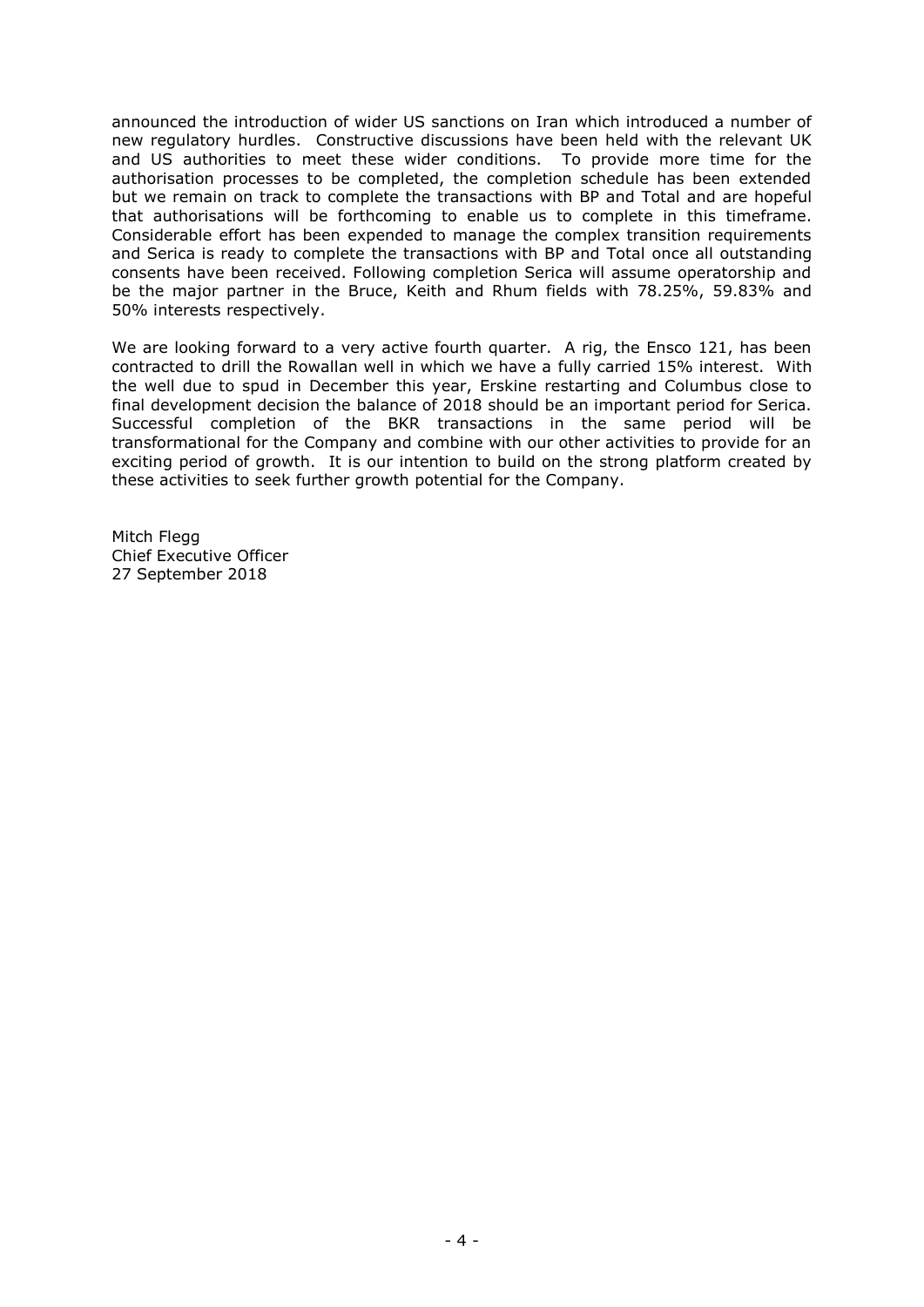announced the introduction of wider US sanctions on Iran which introduced a number of new regulatory hurdles. Constructive discussions have been held with the relevant UK and US authorities to meet these wider conditions. To provide more time for the authorisation processes to be completed, the completion schedule has been extended but we remain on track to complete the transactions with BP and Total and are hopeful that authorisations will be forthcoming to enable us to complete in this timeframe. Considerable effort has been expended to manage the complex transition requirements and Serica is ready to complete the transactions with BP and Total once all outstanding consents have been received. Following completion Serica will assume operatorship and be the major partner in the Bruce, Keith and Rhum fields with 78.25%, 59.83% and 50% interests respectively.

We are looking forward to a very active fourth quarter. A rig, the Ensco 121, has been contracted to drill the Rowallan well in which we have a fully carried 15% interest. With the well due to spud in December this year, Erskine restarting and Columbus close to final development decision the balance of 2018 should be an important period for Serica. Successful completion of the BKR transactions in the same period will be transformational for the Company and combine with our other activities to provide for an exciting period of growth. It is our intention to build on the strong platform created by these activities to seek further growth potential for the Company.

Mitch Flegg
Chief Executive Officer
27 September 2018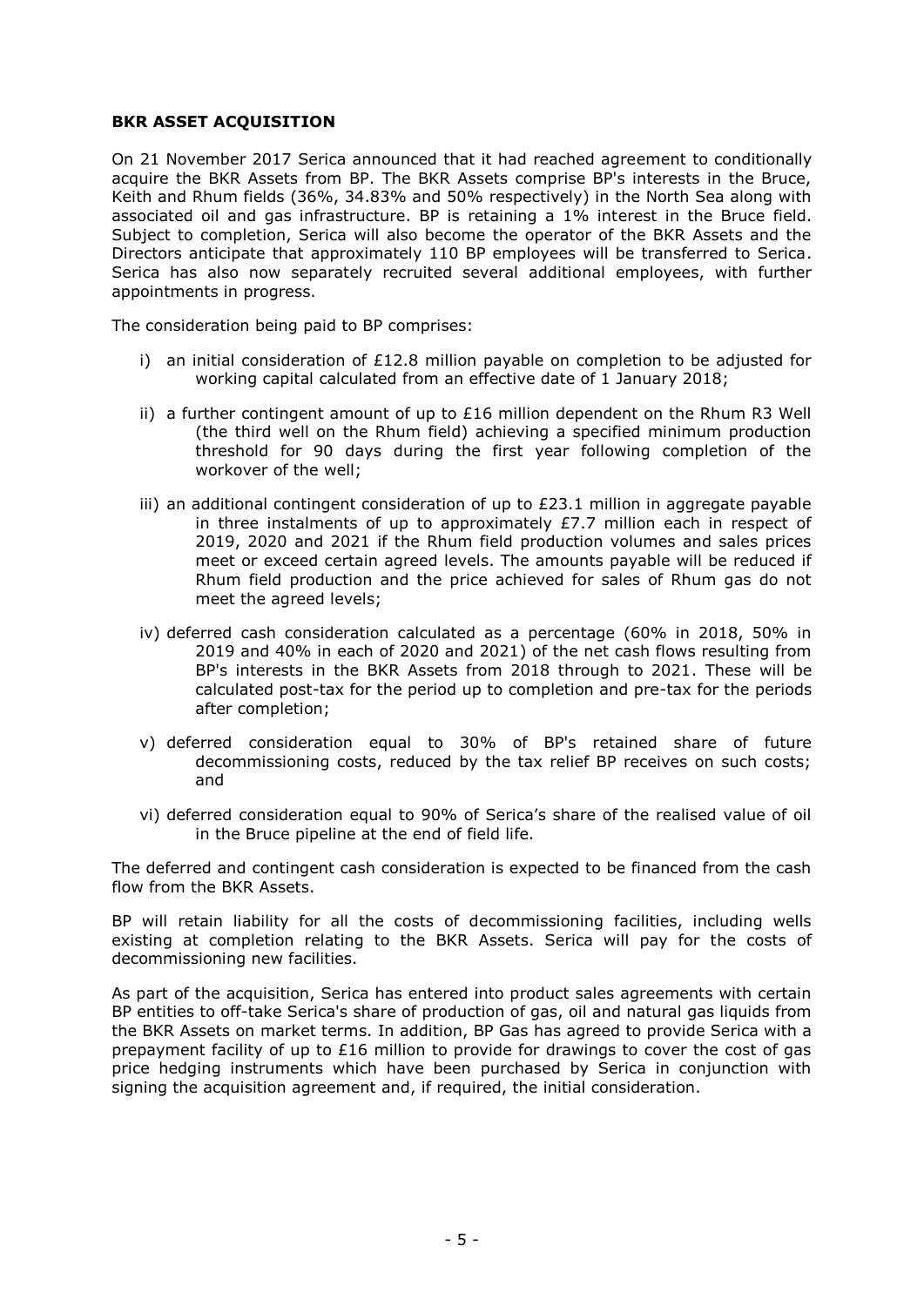**BKR ASSET ACQUISITION**

On 21 November 2017 Serica announced that it had reached agreement to conditionally acquire the BKR Assets from BP. The BKR Assets comprise BP's interests in the Bruce, Keith and Rhum fields (36%, 34.83% and 50% respectively) in the North Sea along with associated oil and gas infrastructure. BP is retaining a 1% interest in the Bruce field. Subject to completion, Serica will also become the operator of the BKR Assets and the Directors anticipate that approximately 110 BP employees will be transferred to Serica. Serica has also now separately recruited several additional employees, with further appointments in progress.

The consideration being paid to BP comprises:

i) an initial consideration of £12.8 million payable on completion to be adjusted for working capital calculated from an effective date of 1 January 2018;

ii) a further contingent amount of up to £16 million dependent on the Rhum R3 Well (the third well on the Rhum field) achieving a specified minimum production threshold for 90 days during the first year following completion of the workover of the well;

iii) an additional contingent consideration of up to £23.1 million in aggregate payable in three instalments of up to approximately £7.7 million each in respect of 2019, 2020 and 2021 if the Rhum field production volumes and sales prices meet or exceed certain agreed levels. The amounts payable will be reduced if Rhum field production and the price achieved for sales of Rhum gas do not meet the agreed levels;

iv) deferred cash consideration calculated as a percentage (60% in 2018, 50% in 2019 and 40% in each of 2020 and 2021) of the net cash flows resulting from BP's interests in the BKR Assets from 2018 through to 2021. These will be calculated post-tax for the period up to completion and pre-tax for the periods after completion;

v) deferred consideration equal to 30% of BP's retained share of future decommissioning costs, reduced by the tax relief BP receives on such costs; and

vi) deferred consideration equal to 90% of Serica's share of the realised value of oil in the Bruce pipeline at the end of field life.

The deferred and contingent cash consideration is expected to be financed from the cash flow from the BKR Assets.

BP will retain liability for all the costs of decommissioning facilities, including wells existing at completion relating to the BKR Assets. Serica will pay for the costs of decommissioning new facilities.

As part of the acquisition, Serica has entered into product sales agreements with certain BP entities to off-take Serica's share of production of gas, oil and natural gas liquids from the BKR Assets on market terms. In addition, BP Gas has agreed to provide Serica with a prepayment facility of up to £16 million to provide for drawings to cover the cost of gas price hedging instruments which have been purchased by Serica in conjunction with signing the acquisition agreement and, if required, the initial consideration.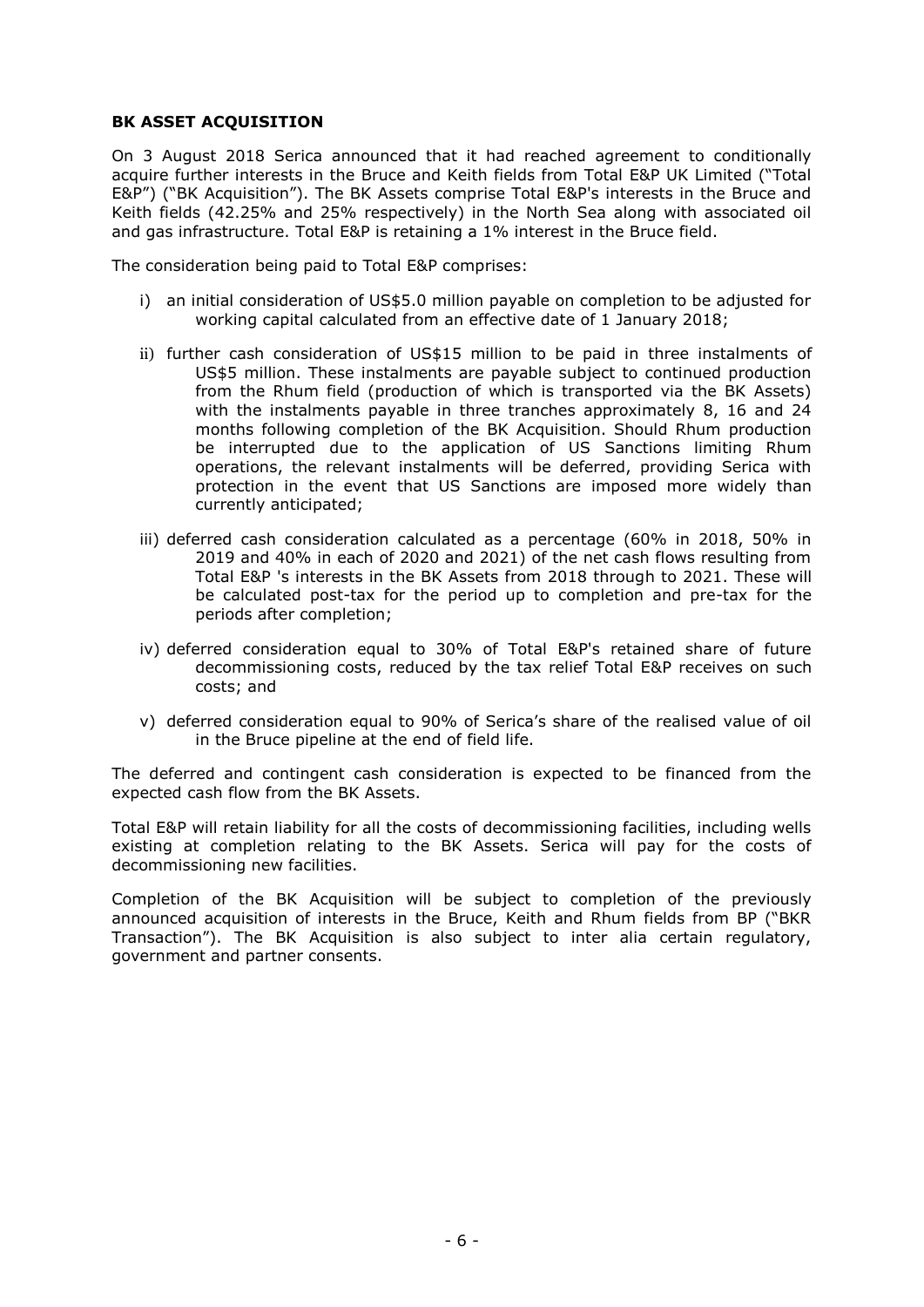**BK ASSET ACQUISITION**

On 3 August 2018 Serica announced that it had reached agreement to conditionally acquire further interests in the Bruce and Keith fields from Total E&P UK Limited ("Total E&P") ("BK Acquisition"). The BK Assets comprise Total E&P's interests in the Bruce and Keith fields (42.25% and 25% respectively) in the North Sea along with associated oil and gas infrastructure. Total E&P is retaining a 1% interest in the Bruce field.

The consideration being paid to Total E&P comprises:

i) an initial consideration of US$5.0 million payable on completion to be adjusted for working capital calculated from an effective date of 1 January 2018;

ii) further cash consideration of US$15 million to be paid in three instalments of US$5 million. These instalments are payable subject to continued production from the Rhum field (production of which is transported via the BK Assets) with the instalments payable in three tranches approximately 8, 16 and 24 months following completion of the BK Acquisition. Should Rhum production be interrupted due to the application of US Sanctions limiting Rhum operations, the relevant instalments will be deferred, providing Serica with protection in the event that US Sanctions are imposed more widely than currently anticipated;

iii) deferred cash consideration calculated as a percentage (60% in 2018, 50% in 2019 and 40% in each of 2020 and 2021) of the net cash flows resulting from Total E&P 's interests in the BK Assets from 2018 through to 2021. These will be calculated post-tax for the period up to completion and pre-tax for the periods after completion;

iv) deferred consideration equal to 30% of Total E&P's retained share of future decommissioning costs, reduced by the tax relief Total E&P receives on such costs; and

v) deferred consideration equal to 90% of Serica's share of the realised value of oil in the Bruce pipeline at the end of field life.

The deferred and contingent cash consideration is expected to be financed from the expected cash flow from the BK Assets.

Total E&P will retain liability for all the costs of decommissioning facilities, including wells existing at completion relating to the BK Assets. Serica will pay for the costs of decommissioning new facilities.

Completion of the BK Acquisition will be subject to completion of the previously announced acquisition of interests in the Bruce, Keith and Rhum fields from BP ("BKR Transaction"). The BK Acquisition is also subject to inter alia certain regulatory, government and partner consents.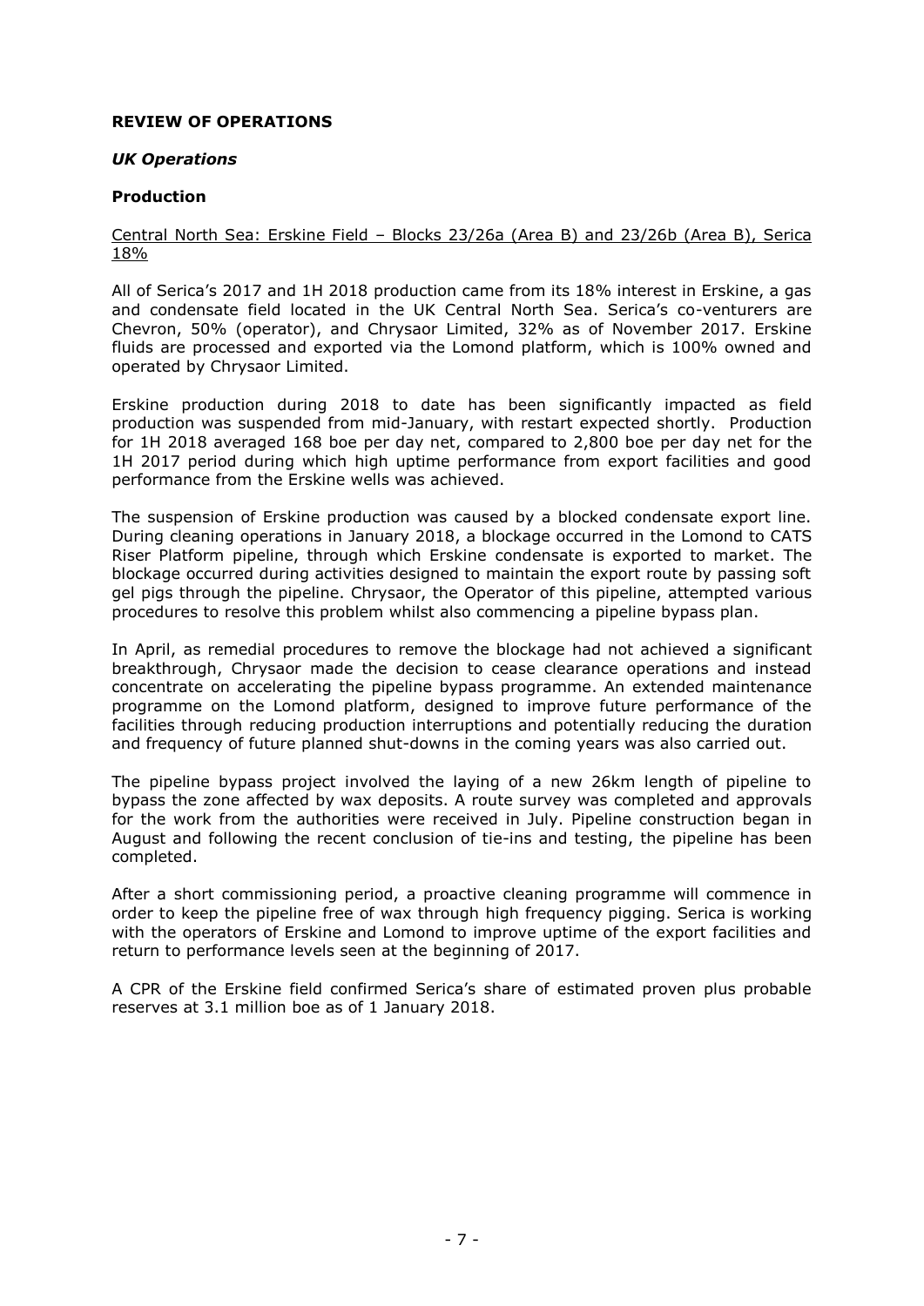**REVIEW OF OPERATIONS**

***UK Operations***

**Production**

Central North Sea: Erskine Field – Blocks 23/26a (Area B) and 23/26b (Area B), Serica 18%

All of Serica's 2017 and 1H 2018 production came from its 18% interest in Erskine, a gas and condensate field located in the UK Central North Sea. Serica's co-venturers are Chevron, 50% (operator), and Chrysaor Limited, 32% as of November 2017. Erskine fluids are processed and exported via the Lomond platform, which is 100% owned and operated by Chrysaor Limited.

Erskine production during 2018 to date has been significantly impacted as field production was suspended from mid-January, with restart expected shortly. Production for 1H 2018 averaged 168 boe per day net, compared to 2,800 boe per day net for the 1H 2017 period during which high uptime performance from export facilities and good performance from the Erskine wells was achieved.

The suspension of Erskine production was caused by a blocked condensate export line. During cleaning operations in January 2018, a blockage occurred in the Lomond to CATS Riser Platform pipeline, through which Erskine condensate is exported to market. The blockage occurred during activities designed to maintain the export route by passing soft gel pigs through the pipeline. Chrysaor, the Operator of this pipeline, attempted various procedures to resolve this problem whilst also commencing a pipeline bypass plan.

In April, as remedial procedures to remove the blockage had not achieved a significant breakthrough, Chrysaor made the decision to cease clearance operations and instead concentrate on accelerating the pipeline bypass programme. An extended maintenance programme on the Lomond platform, designed to improve future performance of the facilities through reducing production interruptions and potentially reducing the duration and frequency of future planned shut-downs in the coming years was also carried out.

The pipeline bypass project involved the laying of a new 26km length of pipeline to bypass the zone affected by wax deposits. A route survey was completed and approvals for the work from the authorities were received in July. Pipeline construction began in August and following the recent conclusion of tie-ins and testing, the pipeline has been completed.

After a short commissioning period, a proactive cleaning programme will commence in order to keep the pipeline free of wax through high frequency pigging. Serica is working with the operators of Erskine and Lomond to improve uptime of the export facilities and return to performance levels seen at the beginning of 2017.

A CPR of the Erskine field confirmed Serica's share of estimated proven plus probable reserves at 3.1 million boe as of 1 January 2018.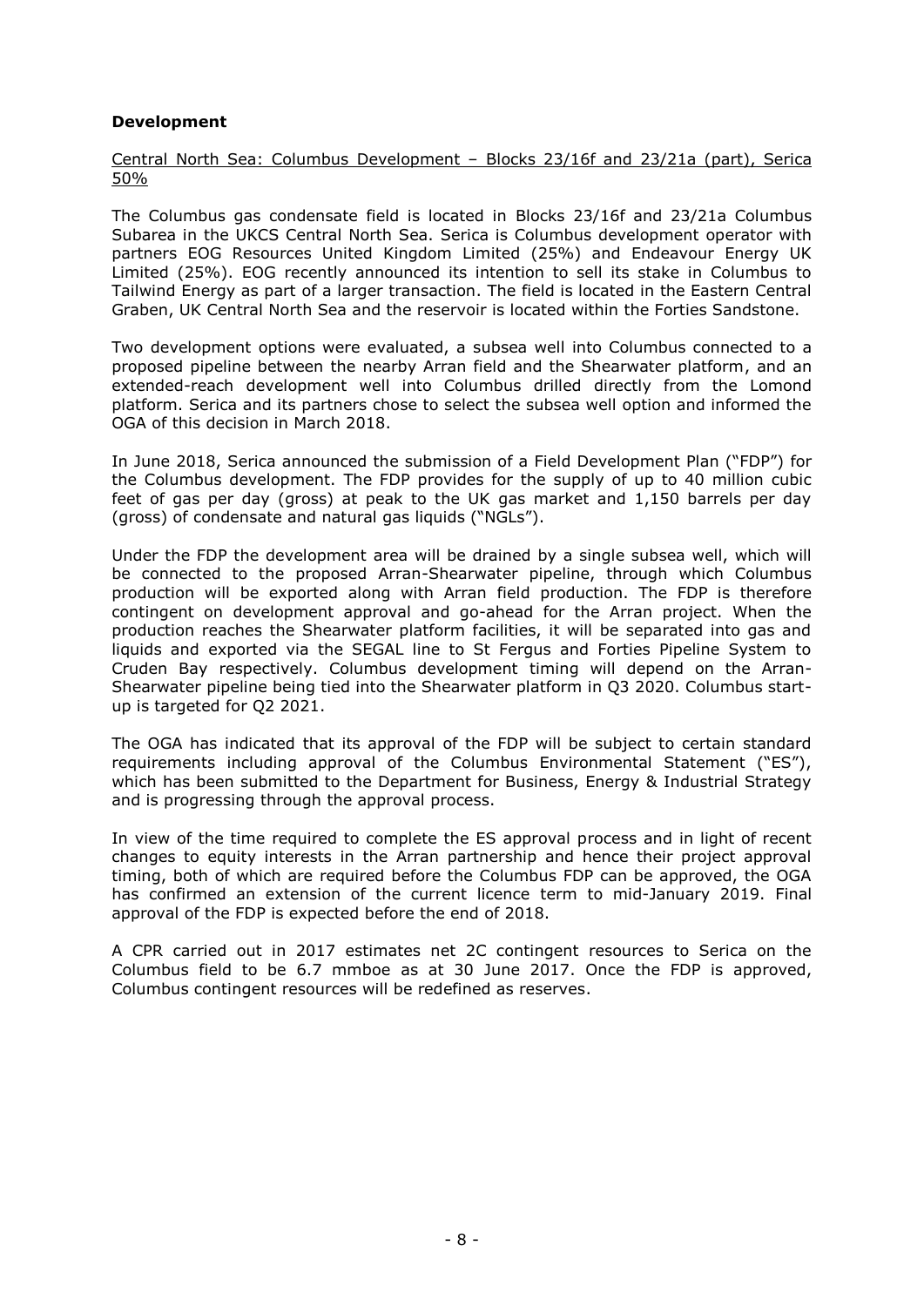**Development**

Central North Sea: Columbus Development – Blocks 23/16f and 23/21a (part), Serica 50%

The Columbus gas condensate field is located in Blocks 23/16f and 23/21a Columbus Subarea in the UKCS Central North Sea. Serica is Columbus development operator with partners EOG Resources United Kingdom Limited (25%) and Endeavour Energy UK Limited (25%). EOG recently announced its intention to sell its stake in Columbus to Tailwind Energy as part of a larger transaction. The field is located in the Eastern Central Graben, UK Central North Sea and the reservoir is located within the Forties Sandstone.

Two development options were evaluated, a subsea well into Columbus connected to a proposed pipeline between the nearby Arran field and the Shearwater platform, and an extended-reach development well into Columbus drilled directly from the Lomond platform. Serica and its partners chose to select the subsea well option and informed the OGA of this decision in March 2018.

In June 2018, Serica announced the submission of a Field Development Plan ("FDP") for the Columbus development. The FDP provides for the supply of up to 40 million cubic feet of gas per day (gross) at peak to the UK gas market and 1,150 barrels per day (gross) of condensate and natural gas liquids ("NGLs").

Under the FDP the development area will be drained by a single subsea well, which will be connected to the proposed Arran-Shearwater pipeline, through which Columbus production will be exported along with Arran field production. The FDP is therefore contingent on development approval and go-ahead for the Arran project. When the production reaches the Shearwater platform facilities, it will be separated into gas and liquids and exported via the SEGAL line to St Fergus and Forties Pipeline System to Cruden Bay respectively. Columbus development timing will depend on the Arran-Shearwater pipeline being tied into the Shearwater platform in Q3 2020. Columbus start-up is targeted for Q2 2021.

The OGA has indicated that its approval of the FDP will be subject to certain standard requirements including approval of the Columbus Environmental Statement ("ES"), which has been submitted to the Department for Business, Energy & Industrial Strategy and is progressing through the approval process.

In view of the time required to complete the ES approval process and in light of recent changes to equity interests in the Arran partnership and hence their project approval timing, both of which are required before the Columbus FDP can be approved, the OGA has confirmed an extension of the current licence term to mid-January 2019. Final approval of the FDP is expected before the end of 2018.

A CPR carried out in 2017 estimates net 2C contingent resources to Serica on the Columbus field to be 6.7 mmboe as at 30 June 2017. Once the FDP is approved, Columbus contingent resources will be redefined as reserves.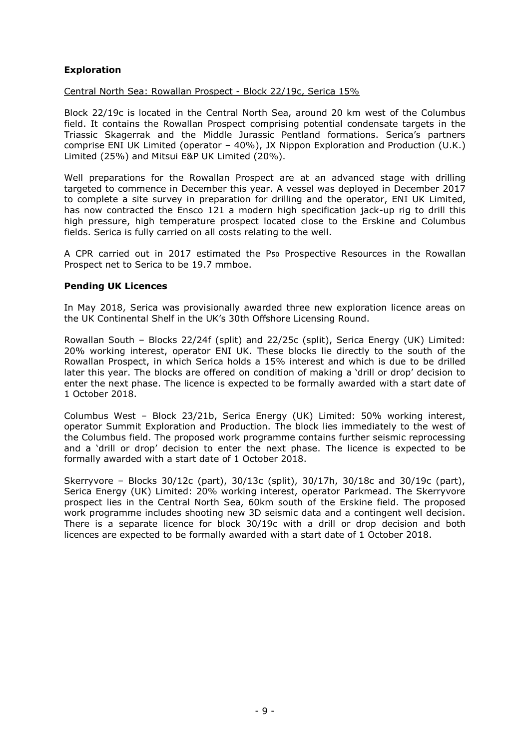**Exploration**

Central North Sea: Rowallan Prospect - Block 22/19c, Serica 15%

Block 22/19c is located in the Central North Sea, around 20 km west of the Columbus field. It contains the Rowallan Prospect comprising potential condensate targets in the Triassic Skagerrak and the Middle Jurassic Pentland formations. Serica's partners comprise ENI UK Limited (operator – 40%), JX Nippon Exploration and Production (U.K.) Limited (25%) and Mitsui E&P UK Limited (20%).

Well preparations for the Rowallan Prospect are at an advanced stage with drilling targeted to commence in December this year. A vessel was deployed in December 2017 to complete a site survey in preparation for drilling and the operator, ENI UK Limited, has now contracted the Ensco 121 a modern high specification jack-up rig to drill this high pressure, high temperature prospect located close to the Erskine and Columbus fields. Serica is fully carried on all costs relating to the well.

A CPR carried out in 2017 estimated the $P_{50}$ Prospective Resources in the Rowallan Prospect net to Serica to be 19.7 mmboe.

**Pending UK Licences**

In May 2018, Serica was provisionally awarded three new exploration licence areas on the UK Continental Shelf in the UK's 30th Offshore Licensing Round.

Rowallan South – Blocks 22/24f (split) and 22/25c (split), Serica Energy (UK) Limited: 20% working interest, operator ENI UK. These blocks lie directly to the south of the Rowallan Prospect, in which Serica holds a 15% interest and which is due to be drilled later this year. The blocks are offered on condition of making a 'drill or drop' decision to enter the next phase. The licence is expected to be formally awarded with a start date of 1 October 2018.

Columbus West – Block 23/21b, Serica Energy (UK) Limited: 50% working interest, operator Summit Exploration and Production. The block lies immediately to the west of the Columbus field. The proposed work programme contains further seismic reprocessing and a 'drill or drop' decision to enter the next phase. The licence is expected to be formally awarded with a start date of 1 October 2018.

Skerryvore – Blocks 30/12c (part), 30/13c (split), 30/17h, 30/18c and 30/19c (part), Serica Energy (UK) Limited: 20% working interest, operator Parkmead. The Skerryvore prospect lies in the Central North Sea, 60km south of the Erskine field. The proposed work programme includes shooting new 3D seismic data and a contingent well decision. There is a separate licence for block 30/19c with a drill or drop decision and both licences are expected to be formally awarded with a start date of 1 October 2018.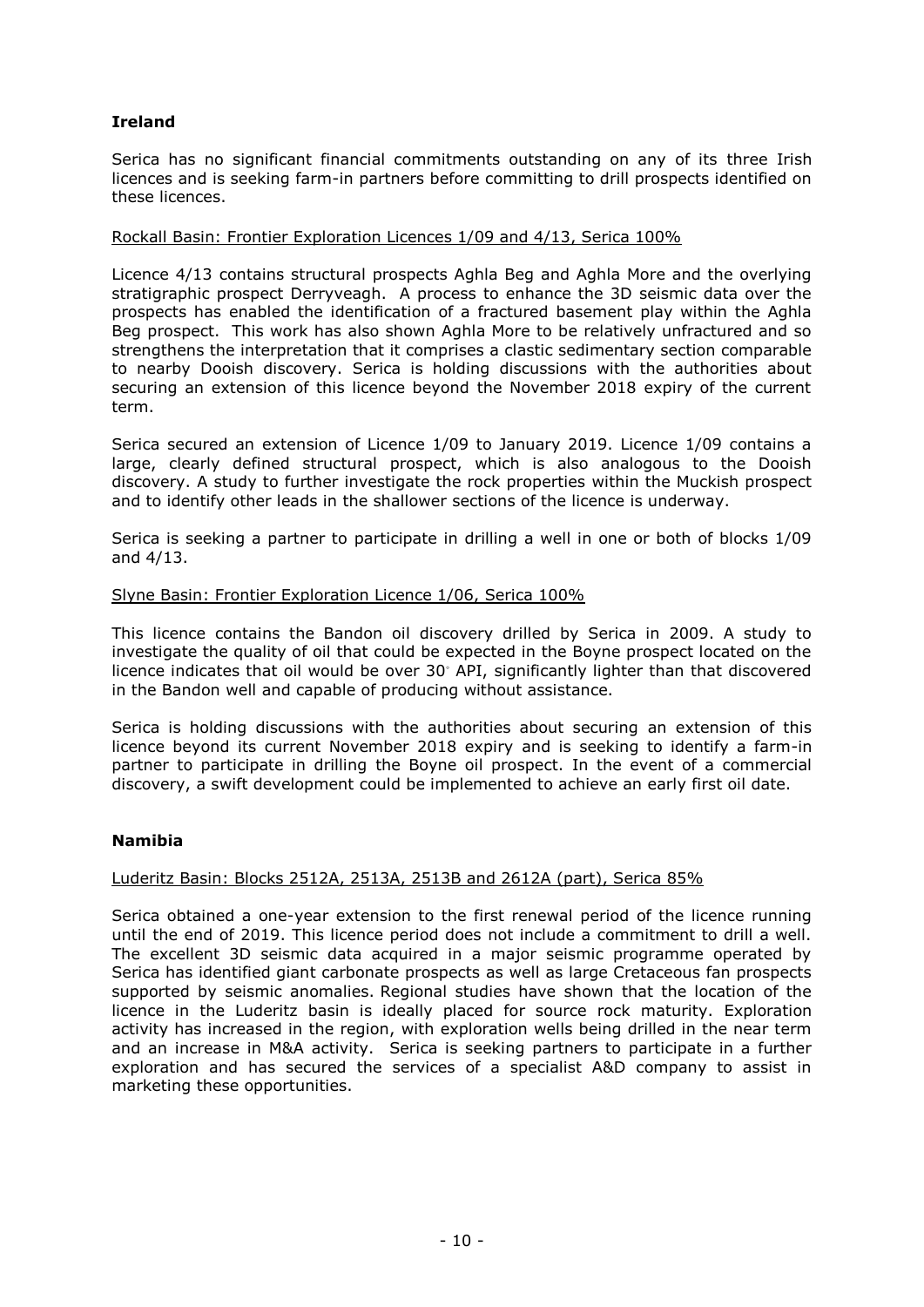## Ireland

Serica has no significant financial commitments outstanding on any of its three Irish licences and is seeking farm-in partners before committing to drill prospects identified on these licences.

Rockall Basin: Frontier Exploration Licences 1/09 and 4/13, Serica 100%

Licence 4/13 contains structural prospects Aghla Beg and Aghla More and the overlying stratigraphic prospect Derryveagh. A process to enhance the 3D seismic data over the prospects has enabled the identification of a fractured basement play within the Aghla Beg prospect. This work has also shown Aghla More to be relatively unfractured and so strengthens the interpretation that it comprises a clastic sedimentary section comparable to nearby Dooish discovery. Serica is holding discussions with the authorities about securing an extension of this licence beyond the November 2018 expiry of the current term.

Serica secured an extension of Licence 1/09 to January 2019. Licence 1/09 contains a large, clearly defined structural prospect, which is also analogous to the Dooish discovery. A study to further investigate the rock properties within the Muckish prospect and to identify other leads in the shallower sections of the licence is underway.

Serica is seeking a partner to participate in drilling a well in one or both of blocks 1/09 and 4/13.

Slyne Basin: Frontier Exploration Licence 1/06, Serica 100%

This licence contains the Bandon oil discovery drilled by Serica in 2009. A study to investigate the quality of oil that could be expected in the Boyne prospect located on the licence indicates that oil would be over 30° API, significantly lighter than that discovered in the Bandon well and capable of producing without assistance.

Serica is holding discussions with the authorities about securing an extension of this licence beyond its current November 2018 expiry and is seeking to identify a farm-in partner to participate in drilling the Boyne oil prospect. In the event of a commercial discovery, a swift development could be implemented to achieve an early first oil date.

## Namibia

Luderitz Basin: Blocks 2512A, 2513A, 2513B and 2612A (part), Serica 85%

Serica obtained a one-year extension to the first renewal period of the licence running until the end of 2019. This licence period does not include a commitment to drill a well. The excellent 3D seismic data acquired in a major seismic programme operated by Serica has identified giant carbonate prospects as well as large Cretaceous fan prospects supported by seismic anomalies. Regional studies have shown that the location of the licence in the Luderitz basin is ideally placed for source rock maturity. Exploration activity has increased in the region, with exploration wells being drilled in the near term and an increase in M&A activity. Serica is seeking partners to participate in a further exploration and has secured the services of a specialist A&D company to assist in marketing these opportunities.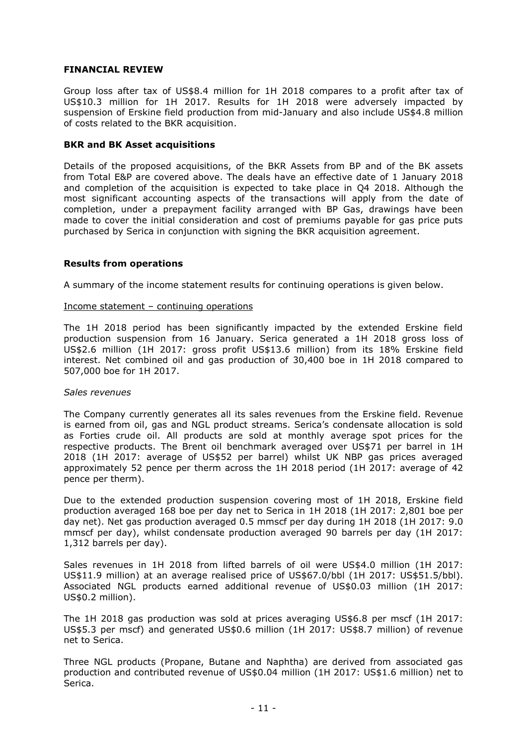## FINANCIAL REVIEW

Group loss after tax of US$8.4 million for 1H 2018 compares to a profit after tax of US$10.3 million for 1H 2017. Results for 1H 2018 were adversely impacted by suspension of Erskine field production from mid-January and also include US$4.8 million of costs related to the BKR acquisition.

### BKR and BK Asset acquisitions

Details of the proposed acquisitions, of the BKR Assets from BP and of the BK assets from Total E&P are covered above. The deals have an effective date of 1 January 2018 and completion of the acquisition is expected to take place in Q4 2018. Although the most significant accounting aspects of the transactions will apply from the date of completion, under a prepayment facility arranged with BP Gas, drawings have been made to cover the initial consideration and cost of premiums payable for gas price puts purchased by Serica in conjunction with signing the BKR acquisition agreement.

### Results from operations

A summary of the income statement results for continuing operations is given below.

Income statement – continuing operations

The 1H 2018 period has been significantly impacted by the extended Erskine field production suspension from 16 January. Serica generated a 1H 2018 gross loss of US$2.6 million (1H 2017: gross profit US$13.6 million) from its 18% Erskine field interest. Net combined oil and gas production of 30,400 boe in 1H 2018 compared to 507,000 boe for 1H 2017.

*Sales revenues*

The Company currently generates all its sales revenues from the Erskine field. Revenue is earned from oil, gas and NGL product streams. Serica's condensate allocation is sold as Forties crude oil. All products are sold at monthly average spot prices for the respective products. The Brent oil benchmark averaged over US$71 per barrel in 1H 2018 (1H 2017: average of US$52 per barrel) whilst UK NBP gas prices averaged approximately 52 pence per therm across the 1H 2018 period (1H 2017: average of 42 pence per therm).

Due to the extended production suspension covering most of 1H 2018, Erskine field production averaged 168 boe per day net to Serica in 1H 2018 (1H 2017: 2,801 boe per day net). Net gas production averaged 0.5 mmscf per day during 1H 2018 (1H 2017: 9.0 mmscf per day), whilst condensate production averaged 90 barrels per day (1H 2017: 1,312 barrels per day).

Sales revenues in 1H 2018 from lifted barrels of oil were US$4.0 million (1H 2017: US$11.9 million) at an average realised price of US$67.0/bbl (1H 2017: US$51.5/bbl). Associated NGL products earned additional revenue of US$0.03 million (1H 2017: US$0.2 million).

The 1H 2018 gas production was sold at prices averaging US$6.8 per mscf (1H 2017: US$5.3 per mscf) and generated US$0.6 million (1H 2017: US$8.7 million) of revenue net to Serica.

Three NGL products (Propane, Butane and Naphtha) are derived from associated gas production and contributed revenue of US$0.04 million (1H 2017: US$1.6 million) net to Serica.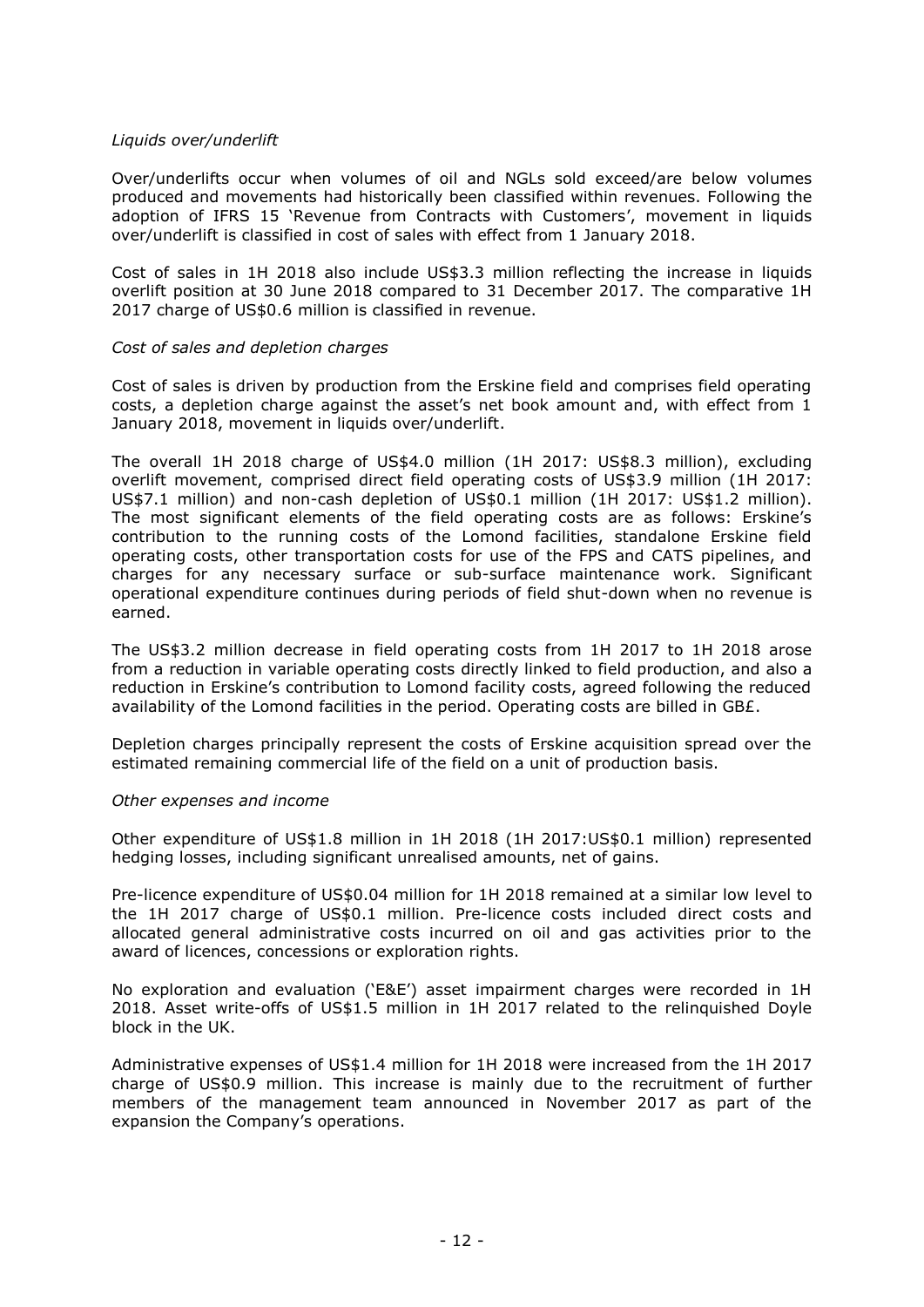*Liquids over/underlift*

Over/underlifts occur when volumes of oil and NGLs sold exceed/are below volumes produced and movements had historically been classified within revenues. Following the adoption of IFRS 15 'Revenue from Contracts with Customers', movement in liquids over/underlift is classified in cost of sales with effect from 1 January 2018.

Cost of sales in 1H 2018 also include US$3.3 million reflecting the increase in liquids overlift position at 30 June 2018 compared to 31 December 2017. The comparative 1H 2017 charge of US$0.6 million is classified in revenue.

*Cost of sales and depletion charges*

Cost of sales is driven by production from the Erskine field and comprises field operating costs, a depletion charge against the asset's net book amount and, with effect from 1 January 2018, movement in liquids over/underlift.

The overall 1H 2018 charge of US$4.0 million (1H 2017: US$8.3 million), excluding overlift movement, comprised direct field operating costs of US$3.9 million (1H 2017: US$7.1 million) and non-cash depletion of US$0.1 million (1H 2017: US$1.2 million). The most significant elements of the field operating costs are as follows: Erskine's contribution to the running costs of the Lomond facilities, standalone Erskine field operating costs, other transportation costs for use of the FPS and CATS pipelines, and charges for any necessary surface or sub-surface maintenance work. Significant operational expenditure continues during periods of field shut-down when no revenue is earned.

The US$3.2 million decrease in field operating costs from 1H 2017 to 1H 2018 arose from a reduction in variable operating costs directly linked to field production, and also a reduction in Erskine's contribution to Lomond facility costs, agreed following the reduced availability of the Lomond facilities in the period. Operating costs are billed in GB£.

Depletion charges principally represent the costs of Erskine acquisition spread over the estimated remaining commercial life of the field on a unit of production basis.

*Other expenses and income*

Other expenditure of US$1.8 million in 1H 2018 (1H 2017:US$0.1 million) represented hedging losses, including significant unrealised amounts, net of gains.

Pre-licence expenditure of US$0.04 million for 1H 2018 remained at a similar low level to the 1H 2017 charge of US$0.1 million. Pre-licence costs included direct costs and allocated general administrative costs incurred on oil and gas activities prior to the award of licences, concessions or exploration rights.

No exploration and evaluation ('E&E') asset impairment charges were recorded in 1H 2018. Asset write-offs of US$1.5 million in 1H 2017 related to the relinquished Doyle block in the UK.

Administrative expenses of US$1.4 million for 1H 2018 were increased from the 1H 2017 charge of US$0.9 million. This increase is mainly due to the recruitment of further members of the management team announced in November 2017 as part of the expansion the Company's operations.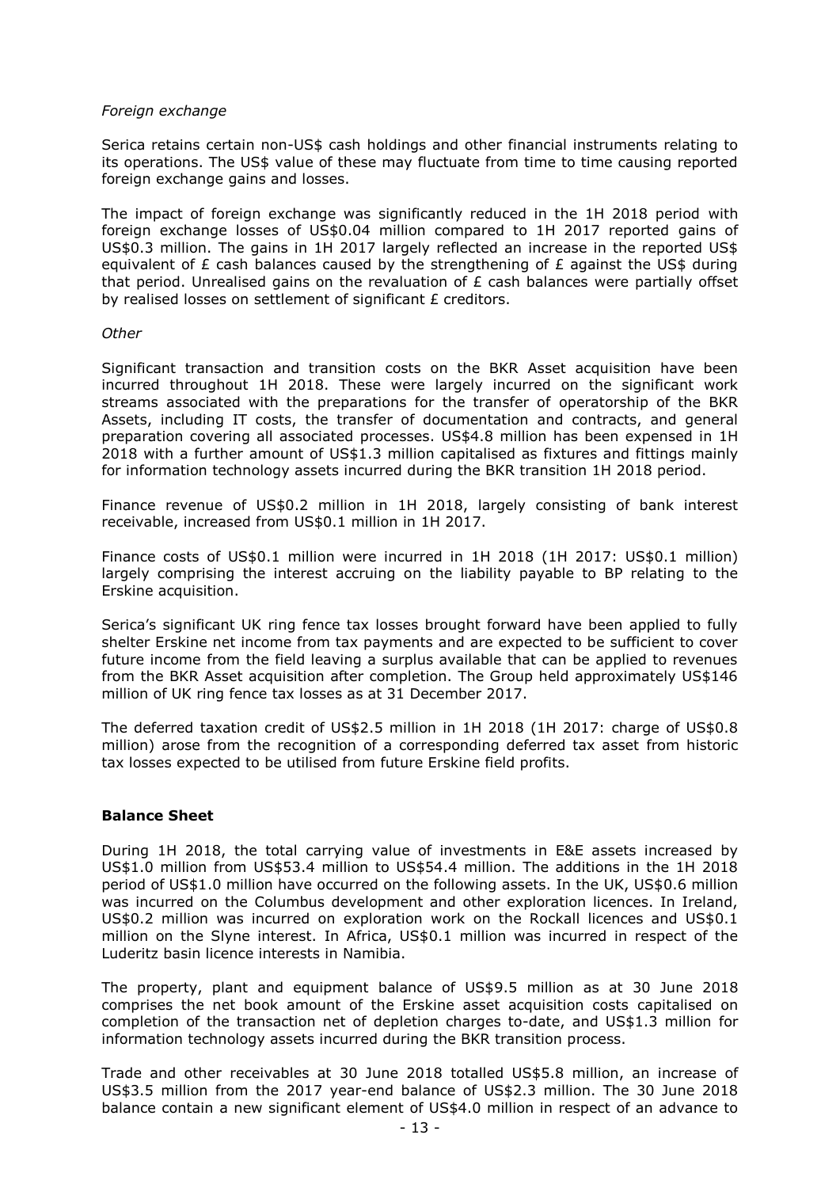*Foreign exchange*

Serica retains certain non-US$ cash holdings and other financial instruments relating to its operations. The US$ value of these may fluctuate from time to time causing reported foreign exchange gains and losses.

The impact of foreign exchange was significantly reduced in the 1H 2018 period with foreign exchange losses of US$0.04 million compared to 1H 2017 reported gains of US$0.3 million. The gains in 1H 2017 largely reflected an increase in the reported US$ equivalent of £ cash balances caused by the strengthening of £ against the US$ during that period. Unrealised gains on the revaluation of £ cash balances were partially offset by realised losses on settlement of significant £ creditors.

*Other*

Significant transaction and transition costs on the BKR Asset acquisition have been incurred throughout 1H 2018. These were largely incurred on the significant work streams associated with the preparations for the transfer of operatorship of the BKR Assets, including IT costs, the transfer of documentation and contracts, and general preparation covering all associated processes. US$4.8 million has been expensed in 1H 2018 with a further amount of US$1.3 million capitalised as fixtures and fittings mainly for information technology assets incurred during the BKR transition 1H 2018 period.

Finance revenue of US$0.2 million in 1H 2018, largely consisting of bank interest receivable, increased from US$0.1 million in 1H 2017.

Finance costs of US$0.1 million were incurred in 1H 2018 (1H 2017: US$0.1 million) largely comprising the interest accruing on the liability payable to BP relating to the Erskine acquisition.

Serica's significant UK ring fence tax losses brought forward have been applied to fully shelter Erskine net income from tax payments and are expected to be sufficient to cover future income from the field leaving a surplus available that can be applied to revenues from the BKR Asset acquisition after completion. The Group held approximately US$146 million of UK ring fence tax losses as at 31 December 2017.

The deferred taxation credit of US$2.5 million in 1H 2018 (1H 2017: charge of US$0.8 million) arose from the recognition of a corresponding deferred tax asset from historic tax losses expected to be utilised from future Erskine field profits.

## Balance Sheet

During 1H 2018, the total carrying value of investments in E&E assets increased by US$1.0 million from US$53.4 million to US$54.4 million. The additions in the 1H 2018 period of US$1.0 million have occurred on the following assets. In the UK, US$0.6 million was incurred on the Columbus development and other exploration licences. In Ireland, US$0.2 million was incurred on exploration work on the Rockall licences and US$0.1 million on the Slyne interest. In Africa, US$0.1 million was incurred in respect of the Luderitz basin licence interests in Namibia.

The property, plant and equipment balance of US$9.5 million as at 30 June 2018 comprises the net book amount of the Erskine asset acquisition costs capitalised on completion of the transaction net of depletion charges to-date, and US$1.3 million for information technology assets incurred during the BKR transition process.

Trade and other receivables at 30 June 2018 totalled US$5.8 million, an increase of US$3.5 million from the 2017 year-end balance of US$2.3 million. The 30 June 2018 balance contain a new significant element of US$4.0 million in respect of an advance to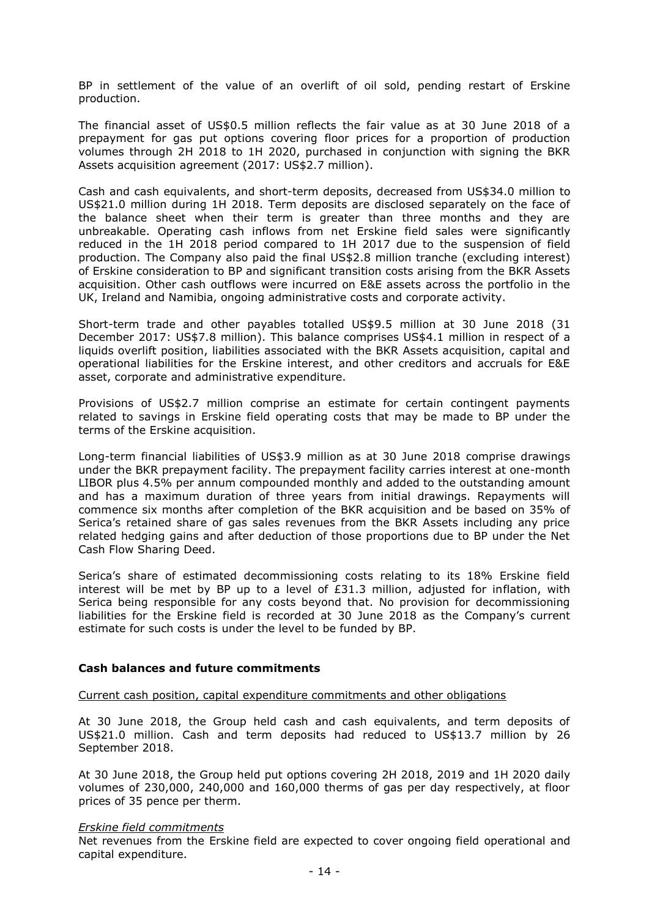BP in settlement of the value of an overlift of oil sold, pending restart of Erskine production.

The financial asset of US$0.5 million reflects the fair value as at 30 June 2018 of a prepayment for gas put options covering floor prices for a proportion of production volumes through 2H 2018 to 1H 2020, purchased in conjunction with signing the BKR Assets acquisition agreement (2017: US$2.7 million).

Cash and cash equivalents, and short-term deposits, decreased from US$34.0 million to US$21.0 million during 1H 2018. Term deposits are disclosed separately on the face of the balance sheet when their term is greater than three months and they are unbreakable. Operating cash inflows from net Erskine field sales were significantly reduced in the 1H 2018 period compared to 1H 2017 due to the suspension of field production. The Company also paid the final US$2.8 million tranche (excluding interest) of Erskine consideration to BP and significant transition costs arising from the BKR Assets acquisition. Other cash outflows were incurred on E&E assets across the portfolio in the UK, Ireland and Namibia, ongoing administrative costs and corporate activity.

Short-term trade and other payables totalled US$9.5 million at 30 June 2018 (31 December 2017: US$7.8 million). This balance comprises US$4.1 million in respect of a liquids overlift position, liabilities associated with the BKR Assets acquisition, capital and operational liabilities for the Erskine interest, and other creditors and accruals for E&E asset, corporate and administrative expenditure.

Provisions of US$2.7 million comprise an estimate for certain contingent payments related to savings in Erskine field operating costs that may be made to BP under the terms of the Erskine acquisition.

Long-term financial liabilities of US$3.9 million as at 30 June 2018 comprise drawings under the BKR prepayment facility. The prepayment facility carries interest at one-month LIBOR plus 4.5% per annum compounded monthly and added to the outstanding amount and has a maximum duration of three years from initial drawings. Repayments will commence six months after completion of the BKR acquisition and be based on 35% of Serica's retained share of gas sales revenues from the BKR Assets including any price related hedging gains and after deduction of those proportions due to BP under the Net Cash Flow Sharing Deed.

Serica's share of estimated decommissioning costs relating to its 18% Erskine field interest will be met by BP up to a level of £31.3 million, adjusted for inflation, with Serica being responsible for any costs beyond that. No provision for decommissioning liabilities for the Erskine field is recorded at 30 June 2018 as the Company's current estimate for such costs is under the level to be funded by BP.

## Cash balances and future commitments

Current cash position, capital expenditure commitments and other obligations

At 30 June 2018, the Group held cash and cash equivalents, and term deposits of US$21.0 million. Cash and term deposits had reduced to US$13.7 million by 26 September 2018.

At 30 June 2018, the Group held put options covering 2H 2018, 2019 and 1H 2020 daily volumes of 230,000, 240,000 and 160,000 therms of gas per day respectively, at floor prices of 35 pence per therm.

*Erskine field commitments*

Net revenues from the Erskine field are expected to cover ongoing field operational and capital expenditure.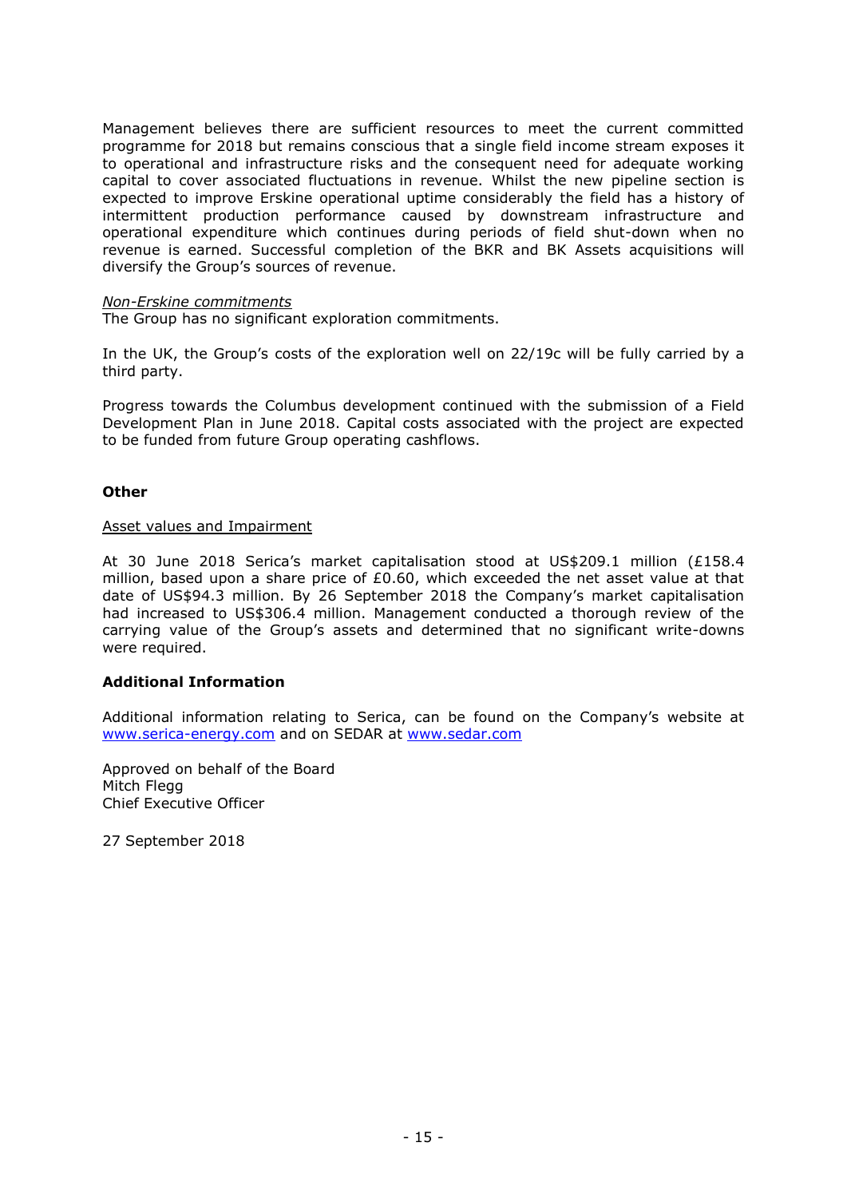Management believes there are sufficient resources to meet the current committed programme for 2018 but remains conscious that a single field income stream exposes it to operational and infrastructure risks and the consequent need for adequate working capital to cover associated fluctuations in revenue. Whilst the new pipeline section is expected to improve Erskine operational uptime considerably the field has a history of intermittent production performance caused by downstream infrastructure and operational expenditure which continues during periods of field shut-down when no revenue is earned. Successful completion of the BKR and BK Assets acquisitions will diversify the Group's sources of revenue.

*Non-Erskine commitments*

The Group has no significant exploration commitments.

In the UK, the Group's costs of the exploration well on 22/19c will be fully carried by a third party.

Progress towards the Columbus development continued with the submission of a Field Development Plan in June 2018. Capital costs associated with the project are expected to be funded from future Group operating cashflows.

**Other**

Asset values and Impairment

At 30 June 2018 Serica's market capitalisation stood at US$209.1 million (£158.4 million, based upon a share price of £0.60, which exceeded the net asset value at that date of US$94.3 million. By 26 September 2018 the Company's market capitalisation had increased to US$306.4 million. Management conducted a thorough review of the carrying value of the Group's assets and determined that no significant write-downs were required.

**Additional Information**

Additional information relating to Serica, can be found on the Company's website at [www.serica-energy.com](http://www.serica-energy.com) and on SEDAR at [www.sedar.com](http://www.sedar.com)

Approved on behalf of the Board
Mitch Flegg
Chief Executive Officer

27 September 2018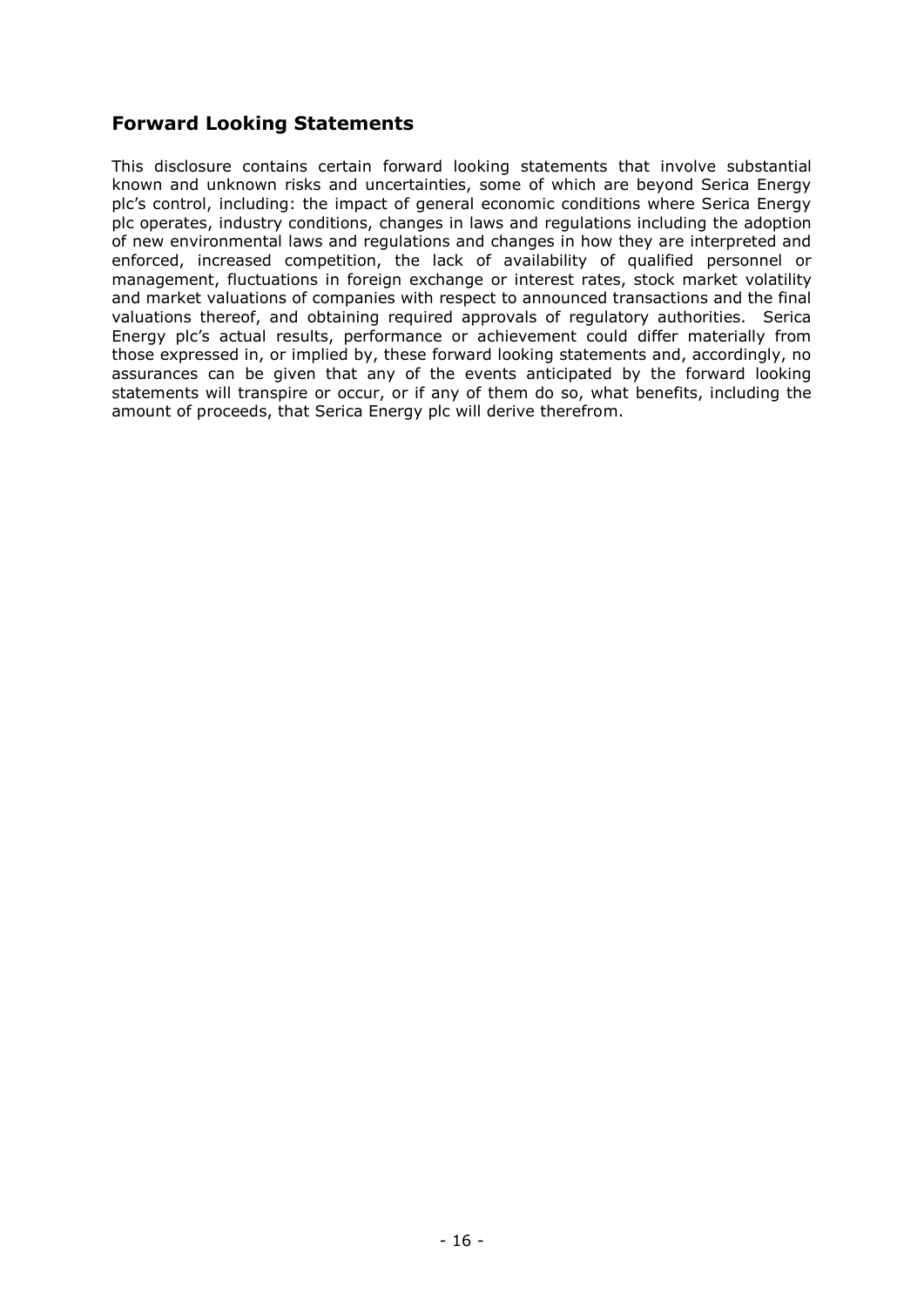## Forward Looking Statements

This disclosure contains certain forward looking statements that involve substantial known and unknown risks and uncertainties, some of which are beyond Serica Energy plc's control, including: the impact of general economic conditions where Serica Energy plc operates, industry conditions, changes in laws and regulations including the adoption of new environmental laws and regulations and changes in how they are interpreted and enforced, increased competition, the lack of availability of qualified personnel or management, fluctuations in foreign exchange or interest rates, stock market volatility and market valuations of companies with respect to announced transactions and the final valuations thereof, and obtaining required approvals of regulatory authorities. Serica Energy plc's actual results, performance or achievement could differ materially from those expressed in, or implied by, these forward looking statements and, accordingly, no assurances can be given that any of the events anticipated by the forward looking statements will transpire or occur, or if any of them do so, what benefits, including the amount of proceeds, that Serica Energy plc will derive therefrom.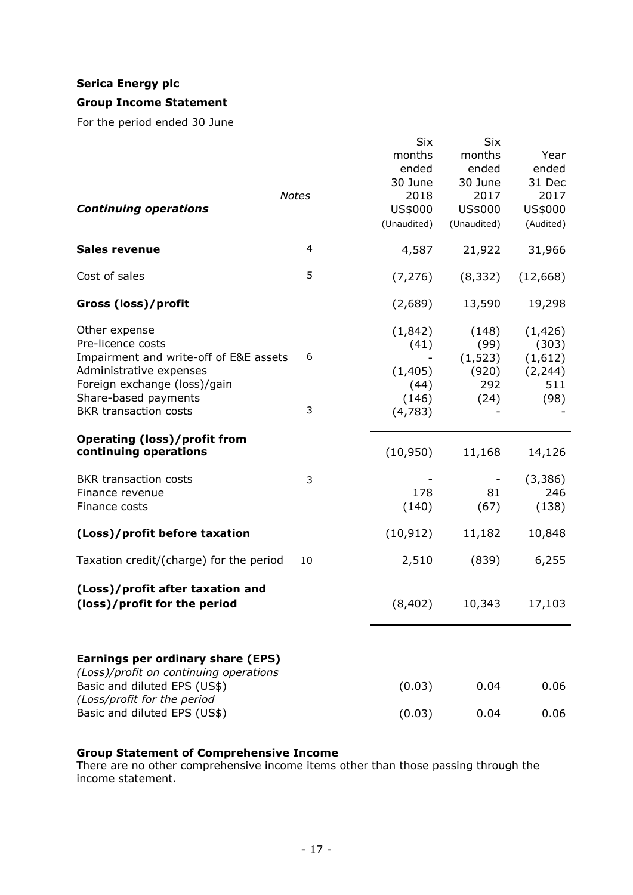**Serica Energy plc**

**Group Income Statement**

For the period ended 30 June

| *Continuing operations* | *Notes* | Six months ended 30 June 2018 US$000 (Unaudited) | Six months ended 30 June 2017 US$000 (Unaudited) | Year ended 31 Dec 2017 US$000 (Audited) |
|---|---|---|---|---|
| **Sales revenue** | 4 | 4,587 | 21,922 | 31,966 |
| Cost of sales | 5 | (7,276) | (8,332) | (12,668) |
| **Gross (loss)/profit** | | (2,689) | 13,590 | 19,298 |
| Other expense | | (1,842) | (148) | (1,426) |
| Pre-licence costs | | (41) | (99) | (303) |
| Impairment and write-off of E&E assets | 6 | - | (1,523) | (1,612) |
| Administrative expenses | | (1,405) | (920) | (2,244) |
| Foreign exchange (loss)/gain | | (44) | 292 | 511 |
| Share-based payments | | (146) | (24) | (98) |
| BKR transaction costs | 3 | (4,783) | - | - |
| **Operating (loss)/profit from continuing operations** | | (10,950) | 11,168 | 14,126 |
| BKR transaction costs | 3 | - | - | (3,386) |
| Finance revenue | | 178 | 81 | 246 |
| Finance costs | | (140) | (67) | (138) |
| **(Loss)/profit before taxation** | | (10,912) | 11,182 | 10,848 |
| Taxation credit/(charge) for the period | 10 | 2,510 | (839) | 6,255 |
| **(Loss)/profit after taxation and (loss)/profit for the period** | | (8,402) | 10,343 | 17,103 |
| | | | | |
| **Earnings per ordinary share (EPS)** | | | | |
| *(Loss)/profit on continuing operations* | | | | |
| Basic and diluted EPS (US$) | | (0.03) | 0.04 | 0.06 |
| *(Loss/profit for the period* | | | | |
| Basic and diluted EPS (US$) | | (0.03) | 0.04 | 0.06 |

**Group Statement of Comprehensive Income**

There are no other comprehensive income items other than those passing through the income statement.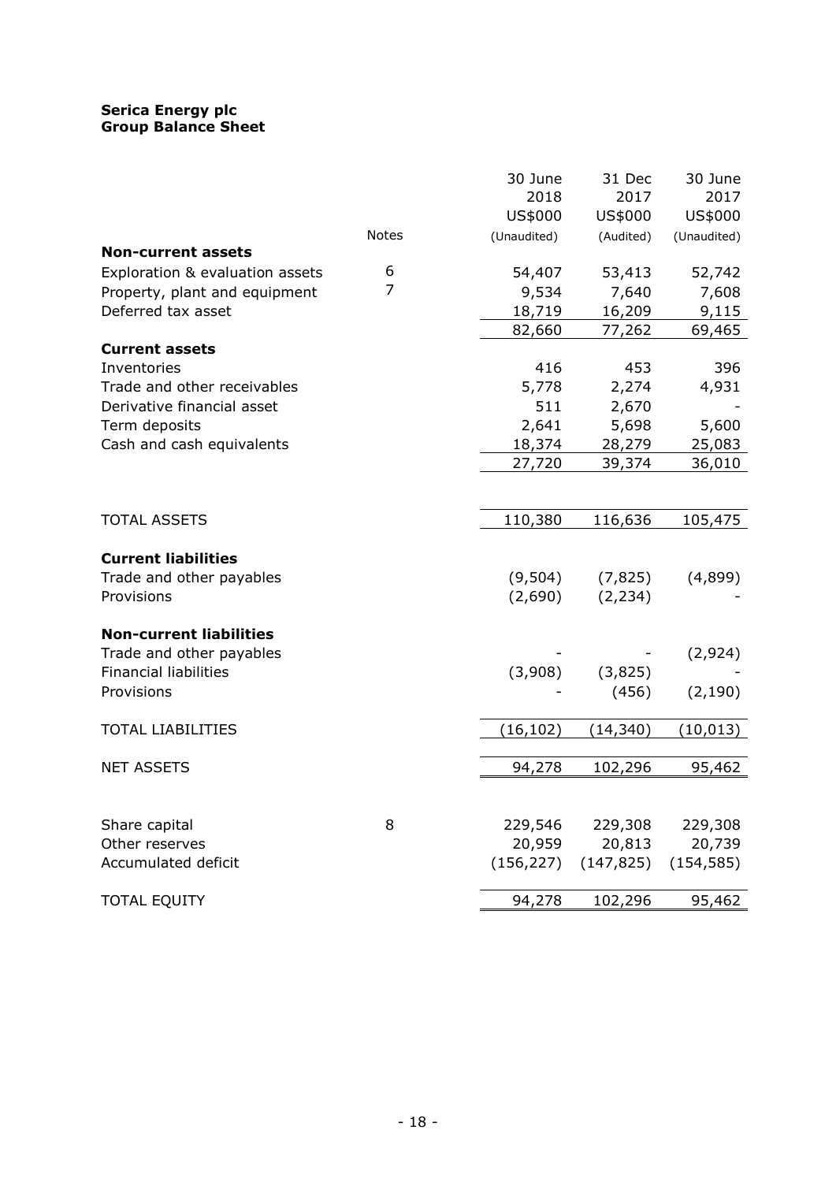**Serica Energy plc**
**Group Balance Sheet**

| | Notes | 30 June 2018 US$000 (Unaudited) | 31 Dec 2017 US$000 (Audited) | 30 June 2017 US$000 (Unaudited) |
|---|---|---|---|---|
| **Non-current assets** | | | | |
| Exploration & evaluation assets | 6 | 54,407 | 53,413 | 52,742 |
| Property, plant and equipment | 7 | 9,534 | 7,640 | 7,608 |
| Deferred tax asset | | 18,719 | 16,209 | 9,115 |
| | | 82,660 | 77,262 | 69,465 |
| **Current assets** | | | | |
| Inventories | | 416 | 453 | 396 |
| Trade and other receivables | | 5,778 | 2,274 | 4,931 |
| Derivative financial asset | | 511 | 2,670 | - |
| Term deposits | | 2,641 | 5,698 | 5,600 |
| Cash and cash equivalents | | 18,374 | 28,279 | 25,083 |
| | | 27,720 | 39,374 | 36,010 |
| TOTAL ASSETS | | 110,380 | 116,636 | 105,475 |
| **Current liabilities** | | | | |
| Trade and other payables | | (9,504) | (7,825) | (4,899) |
| Provisions | | (2,690) | (2,234) | - |
| **Non-current liabilities** | | | | |
| Trade and other payables | | - | - | (2,924) |
| Financial liabilities | | (3,908) | (3,825) | - |
| Provisions | | - | (456) | (2,190) |
| TOTAL LIABILITIES | | (16,102) | (14,340) | (10,013) |
| NET ASSETS | | 94,278 | 102,296 | 95,462 |
| Share capital | 8 | 229,546 | 229,308 | 229,308 |
| Other reserves | | 20,959 | 20,813 | 20,739 |
| Accumulated deficit | | (156,227) | (147,825) | (154,585) |
| TOTAL EQUITY | | 94,278 | 102,296 | 95,462 |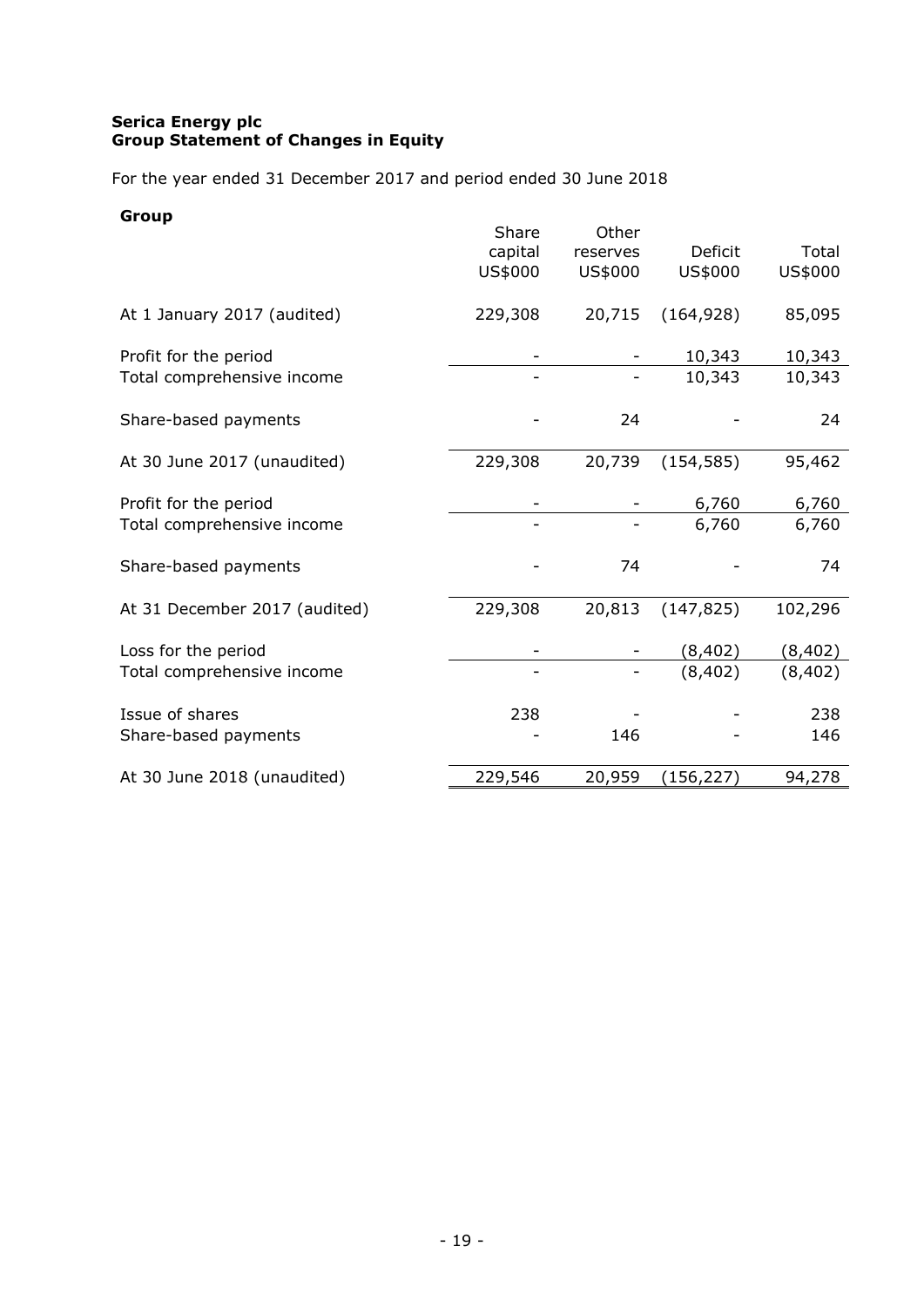**Serica Energy plc**
**Group Statement of Changes in Equity**

For the year ended 31 December 2017 and period ended 30 June 2018

**Group**

| | Share capital US$000 | Other reserves US$000 | Deficit US$000 | Total US$000 |
|---|---|---|---|---|
| At 1 January 2017 (audited) | 229,308 | 20,715 | (164,928) | 85,095 |
| Profit for the period | - | - | 10,343 | 10,343 |
| Total comprehensive income | - | - | 10,343 | 10,343 |
| Share-based payments | - | 24 | - | 24 |
| At 30 June 2017 (unaudited) | 229,308 | 20,739 | (154,585) | 95,462 |
| Profit for the period | - | - | 6,760 | 6,760 |
| Total comprehensive income | - | - | 6,760 | 6,760 |
| Share-based payments | - | 74 | - | 74 |
| At 31 December 2017 (audited) | 229,308 | 20,813 | (147,825) | 102,296 |
| Loss for the period | - | - | (8,402) | (8,402) |
| Total comprehensive income | - | - | (8,402) | (8,402) |
| Issue of shares | 238 | - | - | 238 |
| Share-based payments | - | 146 | - | 146 |
| At 30 June 2018 (unaudited) | 229,546 | 20,959 | (156,227) | 94,278 |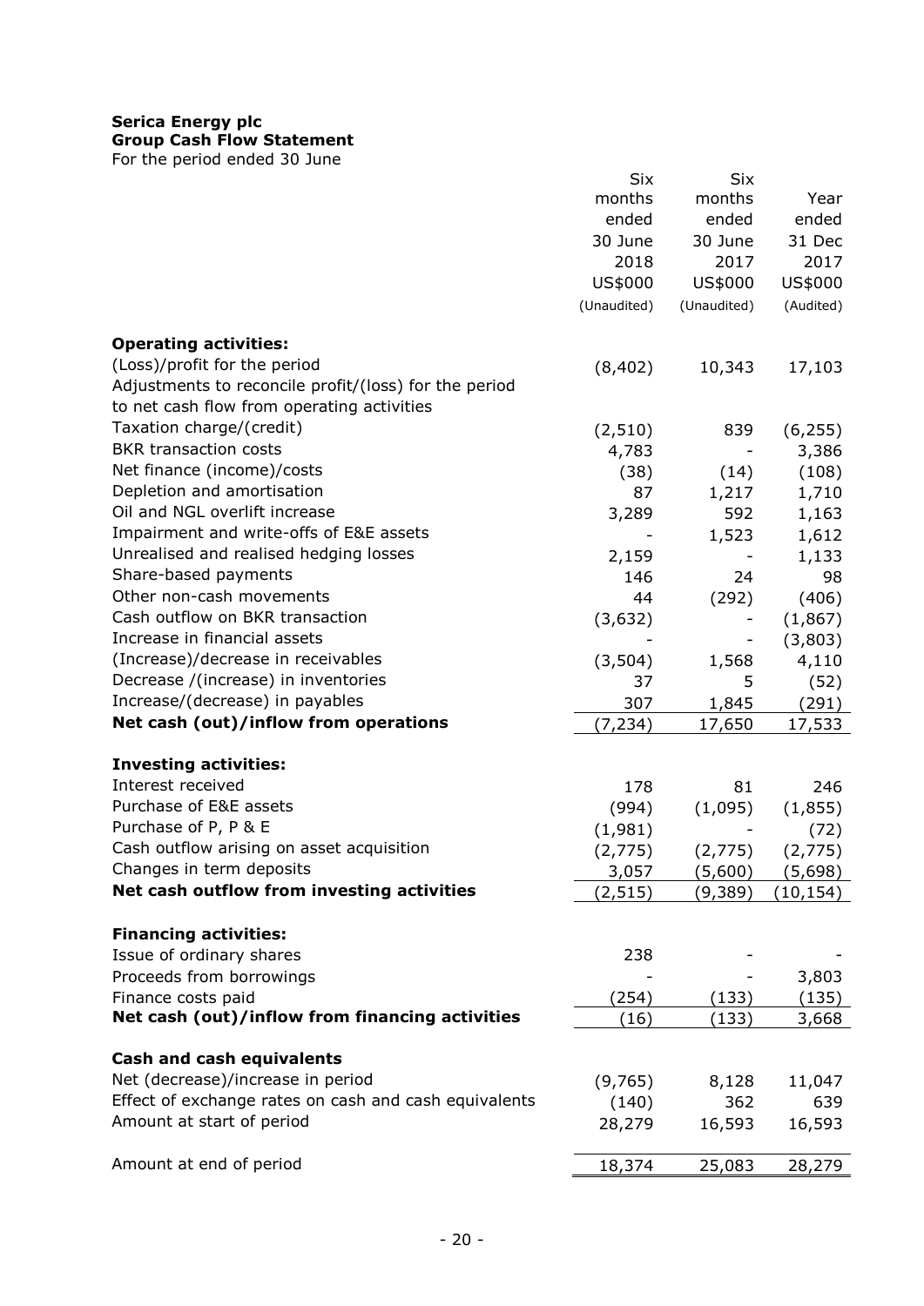**Serica Energy plc**
**Group Cash Flow Statement**
For the period ended 30 June

| | Six months ended 30 June 2018 US$000 (Unaudited) | Six months ended 30 June 2017 US$000 (Unaudited) | Year ended 31 Dec 2017 US$000 (Audited) |
|---|---|---|---|
| **Operating activities:** | | | |
| (Loss)/profit for the period | (8,402) | 10,343 | 17,103 |
| Adjustments to reconcile profit/(loss) for the period to net cash flow from operating activities | | | |
| Taxation charge/(credit) | (2,510) | 839 | (6,255) |
| BKR transaction costs | 4,783 | - | 3,386 |
| Net finance (income)/costs | (38) | (14) | (108) |
| Depletion and amortisation | 87 | 1,217 | 1,710 |
| Oil and NGL overlift increase | 3,289 | 592 | 1,163 |
| Impairment and write-offs of E&E assets | - | 1,523 | 1,612 |
| Unrealised and realised hedging losses | 2,159 | - | 1,133 |
| Share-based payments | 146 | 24 | 98 |
| Other non-cash movements | 44 | (292) | (406) |
| Cash outflow on BKR transaction | (3,632) | - | (1,867) |
| Increase in financial assets | - | - | (3,803) |
| (Increase)/decrease in receivables | (3,504) | 1,568 | 4,110 |
| Decrease /(increase) in inventories | 37 | 5 | (52) |
| Increase/(decrease) in payables | 307 | 1,845 | (291) |
| **Net cash (out)/inflow from operations** | (7,234) | 17,650 | 17,533 |
| **Investing activities:** | | | |
| Interest received | 178 | 81 | 246 |
| Purchase of E&E assets | (994) | (1,095) | (1,855) |
| Purchase of P, P & E | (1,981) | - | (72) |
| Cash outflow arising on asset acquisition | (2,775) | (2,775) | (2,775) |
| Changes in term deposits | 3,057 | (5,600) | (5,698) |
| **Net cash outflow from investing activities** | (2,515) | (9,389) | (10,154) |
| **Financing activities:** | | | |
| Issue of ordinary shares | 238 | - | - |
| Proceeds from borrowings | - | - | 3,803 |
| Finance costs paid | (254) | (133) | (135) |
| **Net cash (out)/inflow from financing activities** | (16) | (133) | 3,668 |
| **Cash and cash equivalents** | | | |
| Net (decrease)/increase in period | (9,765) | 8,128 | 11,047 |
| Effect of exchange rates on cash and cash equivalents | (140) | 362 | 639 |
| Amount at start of period | 28,279 | 16,593 | 16,593 |
| Amount at end of period | 18,374 | 25,083 | 28,279 |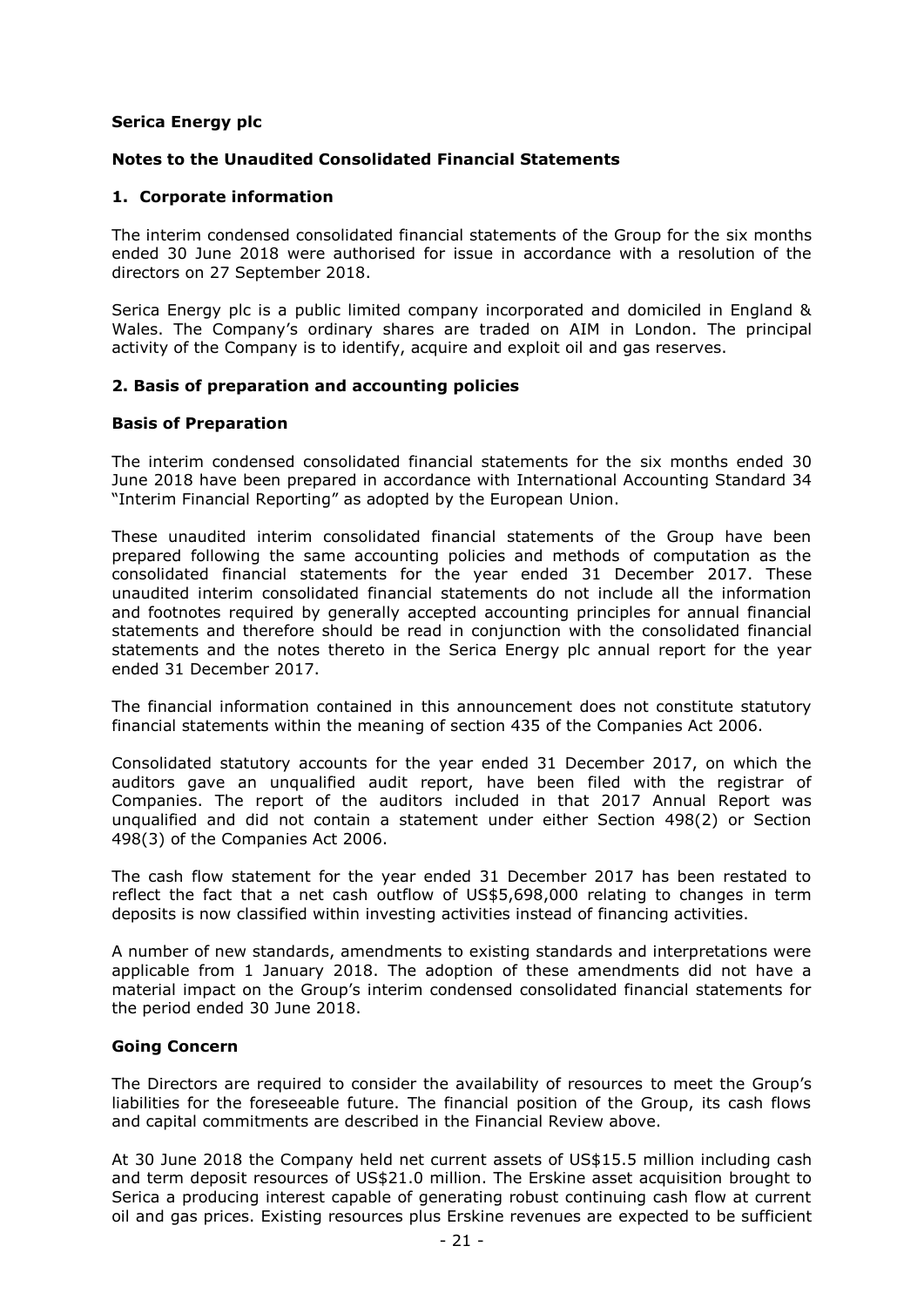**Serica Energy plc**

**Notes to the Unaudited Consolidated Financial Statements**

## 1. Corporate information

The interim condensed consolidated financial statements of the Group for the six months ended 30 June 2018 were authorised for issue in accordance with a resolution of the directors on 27 September 2018.

Serica Energy plc is a public limited company incorporated and domiciled in England & Wales. The Company's ordinary shares are traded on AIM in London. The principal activity of the Company is to identify, acquire and exploit oil and gas reserves.

## 2. Basis of preparation and accounting policies

### Basis of Preparation

The interim condensed consolidated financial statements for the six months ended 30 June 2018 have been prepared in accordance with International Accounting Standard 34 "Interim Financial Reporting" as adopted by the European Union.

These unaudited interim consolidated financial statements of the Group have been prepared following the same accounting policies and methods of computation as the consolidated financial statements for the year ended 31 December 2017. These unaudited interim consolidated financial statements do not include all the information and footnotes required by generally accepted accounting principles for annual financial statements and therefore should be read in conjunction with the consolidated financial statements and the notes thereto in the Serica Energy plc annual report for the year ended 31 December 2017.

The financial information contained in this announcement does not constitute statutory financial statements within the meaning of section 435 of the Companies Act 2006.

Consolidated statutory accounts for the year ended 31 December 2017, on which the auditors gave an unqualified audit report, have been filed with the registrar of Companies. The report of the auditors included in that 2017 Annual Report was unqualified and did not contain a statement under either Section 498(2) or Section 498(3) of the Companies Act 2006.

The cash flow statement for the year ended 31 December 2017 has been restated to reflect the fact that a net cash outflow of US$5,698,000 relating to changes in term deposits is now classified within investing activities instead of financing activities.

A number of new standards, amendments to existing standards and interpretations were applicable from 1 January 2018. The adoption of these amendments did not have a material impact on the Group's interim condensed consolidated financial statements for the period ended 30 June 2018.

### Going Concern

The Directors are required to consider the availability of resources to meet the Group's liabilities for the foreseeable future. The financial position of the Group, its cash flows and capital commitments are described in the Financial Review above.

At 30 June 2018 the Company held net current assets of US$15.5 million including cash and term deposit resources of US$21.0 million. The Erskine asset acquisition brought to Serica a producing interest capable of generating robust continuing cash flow at current oil and gas prices. Existing resources plus Erskine revenues are expected to be sufficient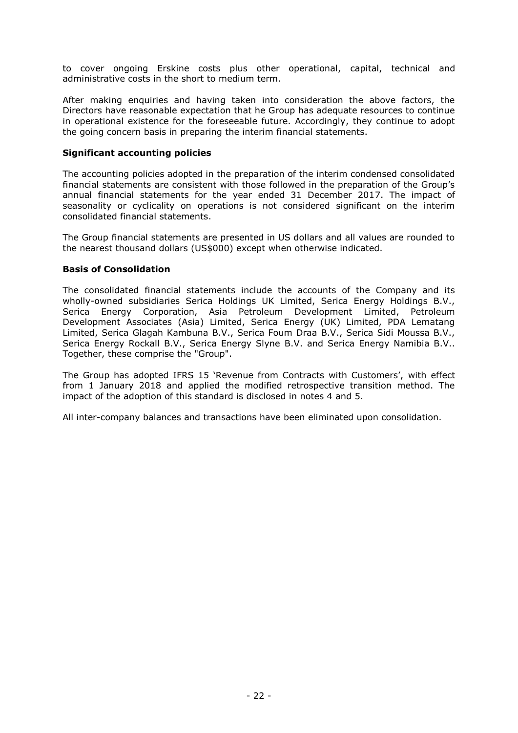to cover ongoing Erskine costs plus other operational, capital, technical and administrative costs in the short to medium term.

After making enquiries and having taken into consideration the above factors, the Directors have reasonable expectation that he Group has adequate resources to continue in operational existence for the foreseeable future. Accordingly, they continue to adopt the going concern basis in preparing the interim financial statements.

**Significant accounting policies**

The accounting policies adopted in the preparation of the interim condensed consolidated financial statements are consistent with those followed in the preparation of the Group's annual financial statements for the year ended 31 December 2017. The impact of seasonality or cyclicality on operations is not considered significant on the interim consolidated financial statements.

The Group financial statements are presented in US dollars and all values are rounded to the nearest thousand dollars (US$000) except when otherwise indicated.

**Basis of Consolidation**

The consolidated financial statements include the accounts of the Company and its wholly-owned subsidiaries Serica Holdings UK Limited, Serica Energy Holdings B.V., Serica Energy Corporation, Asia Petroleum Development Limited, Petroleum Development Associates (Asia) Limited, Serica Energy (UK) Limited, PDA Lematang Limited, Serica Glagah Kambuna B.V., Serica Foum Draa B.V., Serica Sidi Moussa B.V., Serica Energy Rockall B.V., Serica Energy Slyne B.V. and Serica Energy Namibia B.V.. Together, these comprise the "Group".

The Group has adopted IFRS 15 'Revenue from Contracts with Customers', with effect from 1 January 2018 and applied the modified retrospective transition method. The impact of the adoption of this standard is disclosed in notes 4 and 5.

All inter-company balances and transactions have been eliminated upon consolidation.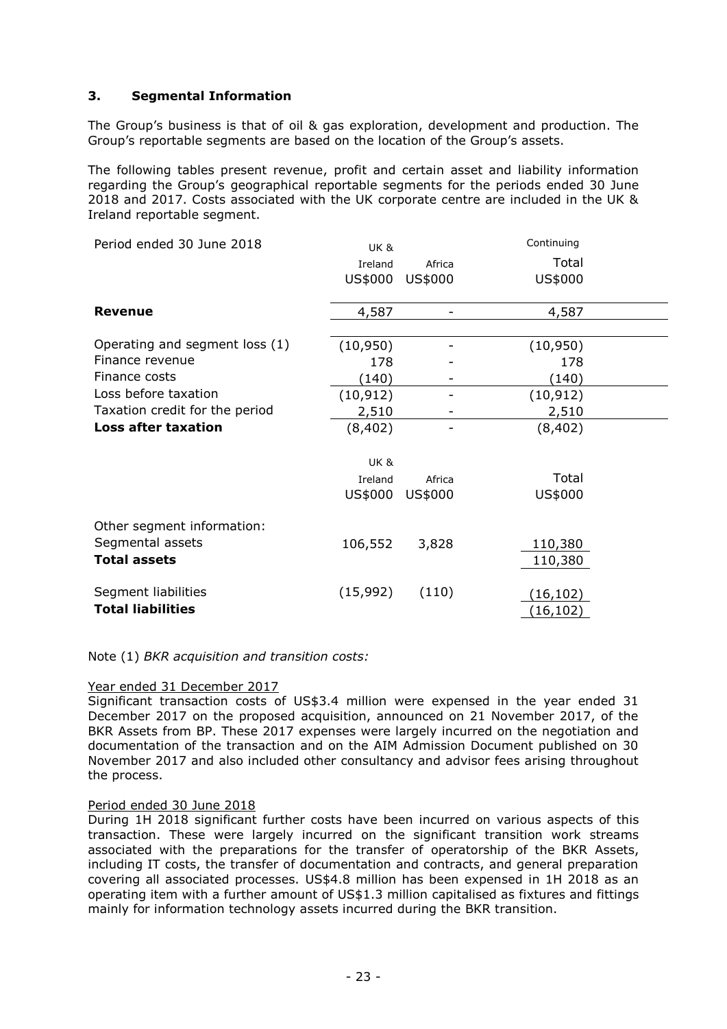### 3. Segmental Information

The Group's business is that of oil & gas exploration, development and production. The Group's reportable segments are based on the location of the Group's assets.

The following tables present revenue, profit and certain asset and liability information regarding the Group's geographical reportable segments for the periods ended 30 June 2018 and 2017. Costs associated with the UK corporate centre are included in the UK & Ireland reportable segment.

| Period ended 30 June 2018 | UK & Ireland US$000 | Africa US$000 | Continuing Total US$000 |
|---|---|---|---|
| **Revenue** | 4,587 | - | 4,587 |
| Operating and segment loss (1) | (10,950) | - | (10,950) |
| Finance revenue | 178 | - | 178 |
| Finance costs | (140) | - | (140) |
| Loss before taxation | (10,912) | - | (10,912) |
| Taxation credit for the period | 2,510 | - | 2,510 |
| **Loss after taxation** | (8,402) | - | (8,402) |

| | UK & Ireland US$000 | Africa US$000 | Total US$000 |
|---|---|---|---|
| Other segment information: | | | |
| Segmental assets | 106,552 | 3,828 | 110,380 |
| **Total assets** | | | 110,380 |
| Segment liabilities | (15,992) | (110) | (16,102) |
| **Total liabilities** | | | (16,102) |

Note (1) *BKR acquisition and transition costs:*

Year ended 31 December 2017

Significant transaction costs of US$3.4 million were expensed in the year ended 31 December 2017 on the proposed acquisition, announced on 21 November 2017, of the BKR Assets from BP. These 2017 expenses were largely incurred on the negotiation and documentation of the transaction and on the AIM Admission Document published on 30 November 2017 and also included other consultancy and advisor fees arising throughout the process.

Period ended 30 June 2018

During 1H 2018 significant further costs have been incurred on various aspects of this transaction. These were largely incurred on the significant transition work streams associated with the preparations for the transfer of operatorship of the BKR Assets, including IT costs, the transfer of documentation and contracts, and general preparation covering all associated processes. US$4.8 million has been expensed in 1H 2018 as an operating item with a further amount of US$1.3 million capitalised as fixtures and fittings mainly for information technology assets incurred during the BKR transition.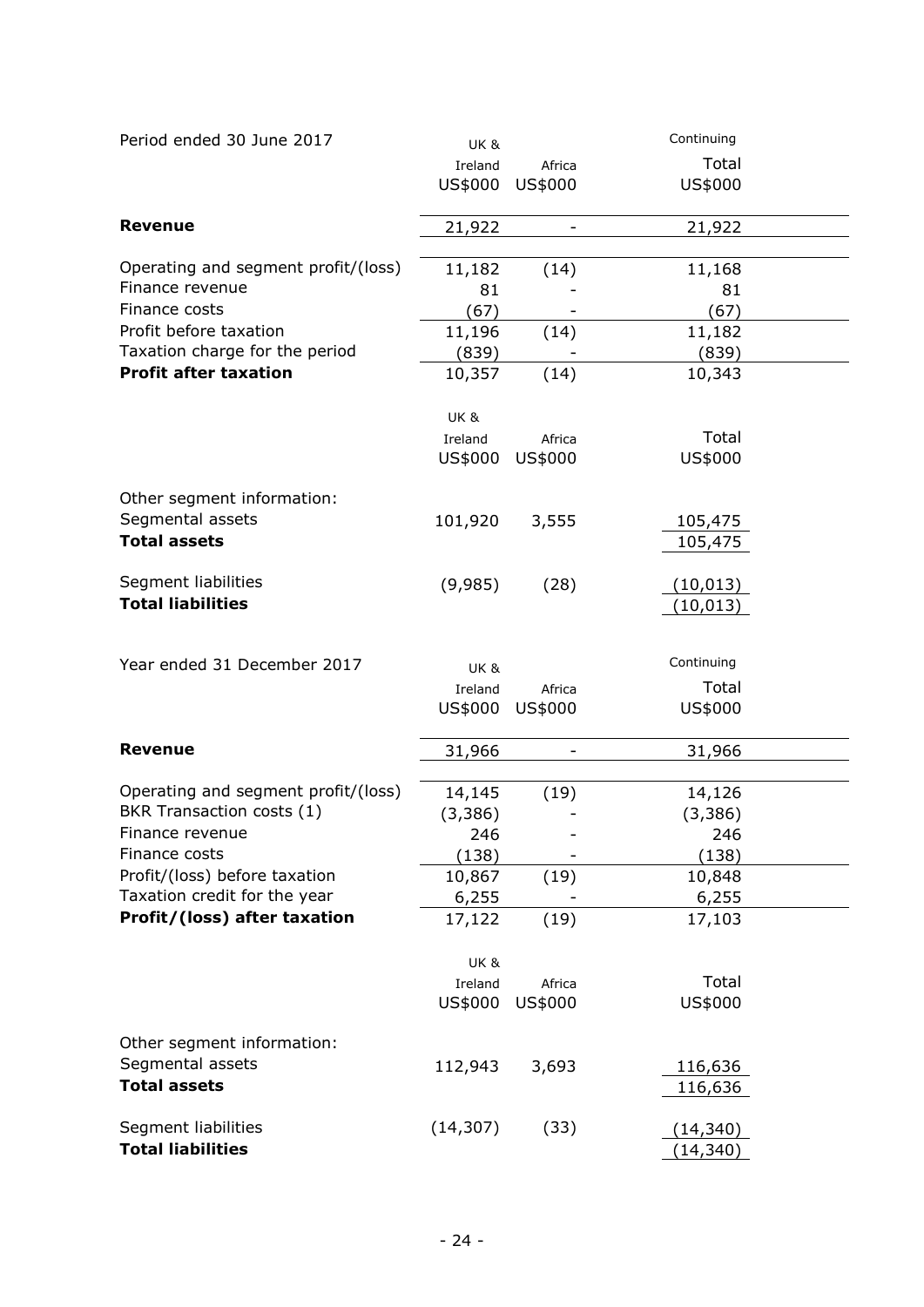Period ended 30 June 2017

| | UK & Ireland US$000 | Africa US$000 | Continuing Total US$000 |
|---|---|---|---|
| **Revenue** | 21,922 | - | 21,922 |
| Operating and segment profit/(loss) | 11,182 | (14) | 11,168 |
| Finance revenue | 81 | - | 81 |
| Finance costs | (67) | - | (67) |
| Profit before taxation | 11,196 | (14) | 11,182 |
| Taxation charge for the period | (839) | - | (839) |
| **Profit after taxation** | 10,357 | (14) | 10,343 |

| | UK & Ireland US$000 | Africa US$000 | Total US$000 |
|---|---|---|---|
| Other segment information: | | | |
| Segmental assets | 101,920 | 3,555 | 105,475 |
| **Total assets** | | | 105,475 |
| Segment liabilities | (9,985) | (28) | (10,013) |
| **Total liabilities** | | | (10,013) |

Year ended 31 December 2017

| | UK & Ireland US$000 | Africa US$000 | Continuing Total US$000 |
|---|---|---|---|
| **Revenue** | 31,966 | - | 31,966 |
| Operating and segment profit/(loss) | 14,145 | (19) | 14,126 |
| BKR Transaction costs (1) | (3,386) | - | (3,386) |
| Finance revenue | 246 | - | 246 |
| Finance costs | (138) | - | (138) |
| Profit/(loss) before taxation | 10,867 | (19) | 10,848 |
| Taxation credit for the year | 6,255 | - | 6,255 |
| **Profit/(loss) after taxation** | 17,122 | (19) | 17,103 |

| | UK & Ireland US$000 | Africa US$000 | Total US$000 |
|---|---|---|---|
| Other segment information: | | | |
| Segmental assets | 112,943 | 3,693 | 116,636 |
| **Total assets** | | | 116,636 |
| Segment liabilities | (14,307) | (33) | (14,340) |
| **Total liabilities** | | | (14,340) |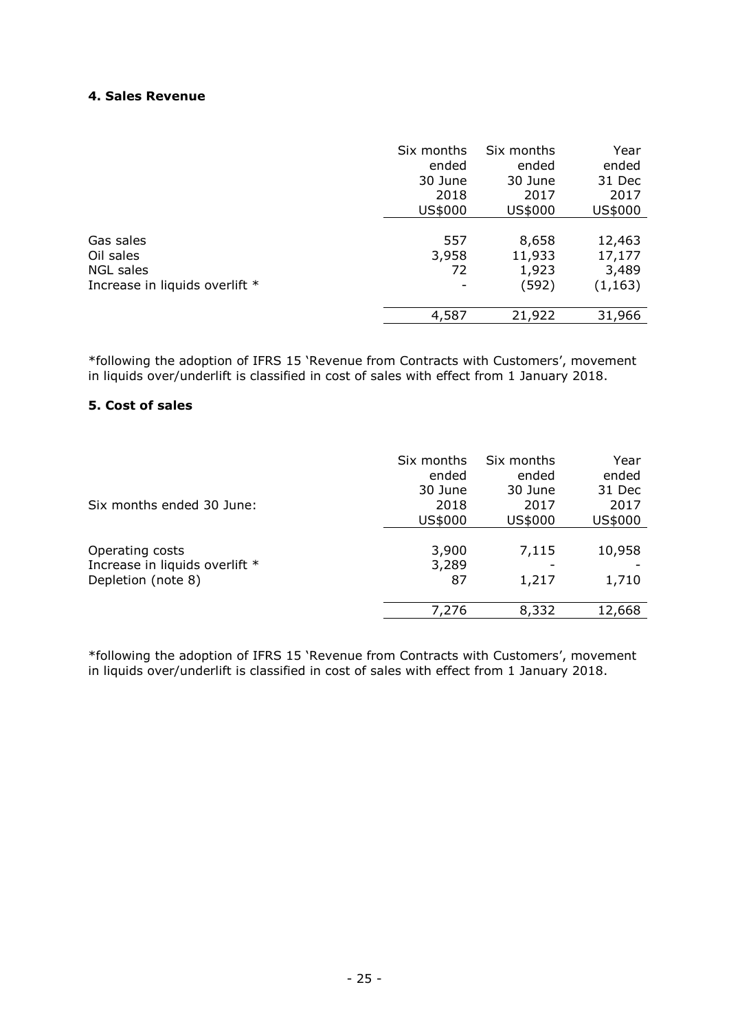#### 4. Sales Revenue

| | Six months ended 30 June 2018 US$000 | Six months ended 30 June 2017 US$000 | Year ended 31 Dec 2017 US$000 |
|---|---|---|---|
| Gas sales | 557 | 8,658 | 12,463 |
| Oil sales | 3,958 | 11,933 | 17,177 |
| NGL sales | 72 | 1,923 | 3,489 |
| Increase in liquids overlift * | - | (592) | (1,163) |
| | 4,587 | 21,922 | 31,966 |

*following the adoption of IFRS 15 'Revenue from Contracts with Customers', movement in liquids over/underlift is classified in cost of sales with effect from 1 January 2018.

#### 5. Cost of sales

| Six months ended 30 June: | Six months ended 30 June 2018 US$000 | Six months ended 30 June 2017 US$000 | Year ended 31 Dec 2017 US$000 |
|---|---|---|---|
| Operating costs | 3,900 | 7,115 | 10,958 |
| Increase in liquids overlift * | 3,289 | - | - |
| Depletion (note 8) | 87 | 1,217 | 1,710 |
| | 7,276 | 8,332 | 12,668 |

*following the adoption of IFRS 15 'Revenue from Contracts with Customers', movement in liquids over/underlift is classified in cost of sales with effect from 1 January 2018.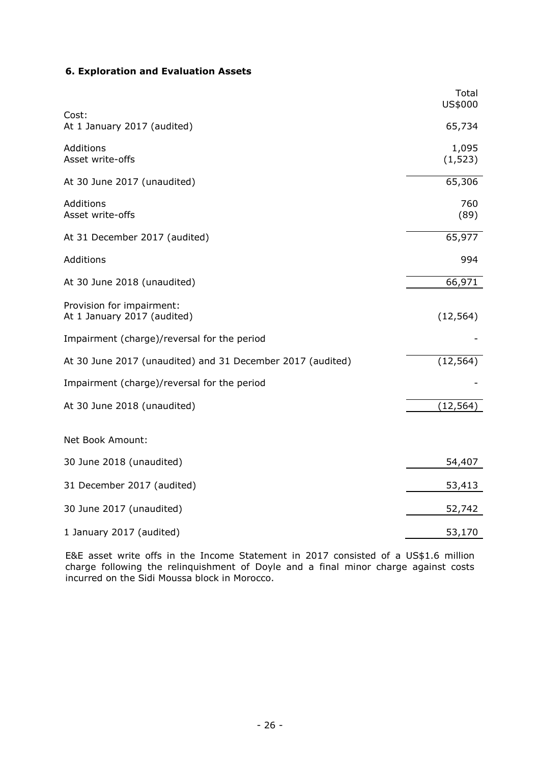### 6. Exploration and Evaluation Assets

| | Total US$000 |
|---|---|
| Cost: | |
| At 1 January 2017 (audited) | 65,734 |
| Additions | 1,095 |
| Asset write-offs | (1,523) |
| At 30 June 2017 (unaudited) | 65,306 |
| Additions | 760 |
| Asset write-offs | (89) |
| At 31 December 2017 (audited) | 65,977 |
| Additions | 994 |
| At 30 June 2018 (unaudited) | 66,971 |
| Provision for impairment: | |
| At 1 January 2017 (audited) | (12,564) |
| Impairment (charge)/reversal for the period | - |
| At 30 June 2017 (unaudited) and 31 December 2017 (audited) | (12,564) |
| Impairment (charge)/reversal for the period | - |
| At 30 June 2018 (unaudited) | (12,564) |
| Net Book Amount: | |
| 30 June 2018 (unaudited) | 54,407 |
| 31 December 2017 (audited) | 53,413 |
| 30 June 2017 (unaudited) | 52,742 |
| 1 January 2017 (audited) | 53,170 |

E&E asset write offs in the Income Statement in 2017 consisted of a US$1.6 million charge following the relinquishment of Doyle and a final minor charge against costs incurred on the Sidi Moussa block in Morocco.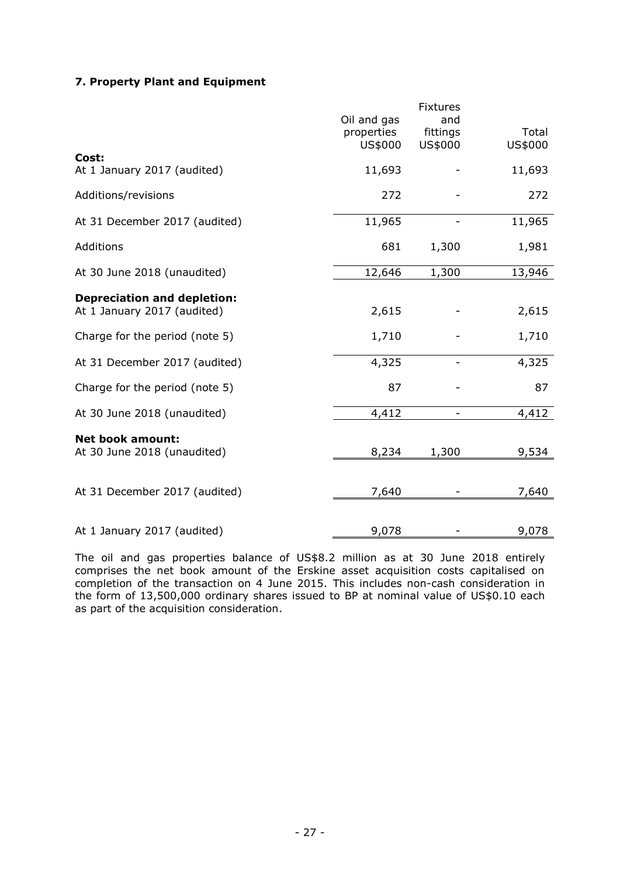### 7. Property Plant and Equipment

| | Oil and gas properties US$000 | Fixtures and fittings US$000 | Total US$000 |
|---|---|---|---|
| **Cost:** | | | |
| At 1 January 2017 (audited) | 11,693 | - | 11,693 |
| Additions/revisions | 272 | - | 272 |
| At 31 December 2017 (audited) | 11,965 | - | 11,965 |
| Additions | 681 | 1,300 | 1,981 |
| At 30 June 2018 (unaudited) | 12,646 | 1,300 | 13,946 |
| **Depreciation and depletion:** | | | |
| At 1 January 2017 (audited) | 2,615 | - | 2,615 |
| Charge for the period (note 5) | 1,710 | - | 1,710 |
| At 31 December 2017 (audited) | 4,325 | - | 4,325 |
| Charge for the period (note 5) | 87 | - | 87 |
| At 30 June 2018 (unaudited) | 4,412 | - | 4,412 |
| **Net book amount:** | | | |
| At 30 June 2018 (unaudited) | 8,234 | 1,300 | 9,534 |
| At 31 December 2017 (audited) | 7,640 | - | 7,640 |
| At 1 January 2017 (audited) | 9,078 | - | 9,078 |

The oil and gas properties balance of US$8.2 million as at 30 June 2018 entirely comprises the net book amount of the Erskine asset acquisition costs capitalised on completion of the transaction on 4 June 2015. This includes non-cash consideration in the form of 13,500,000 ordinary shares issued to BP at nominal value of US$0.10 each as part of the acquisition consideration.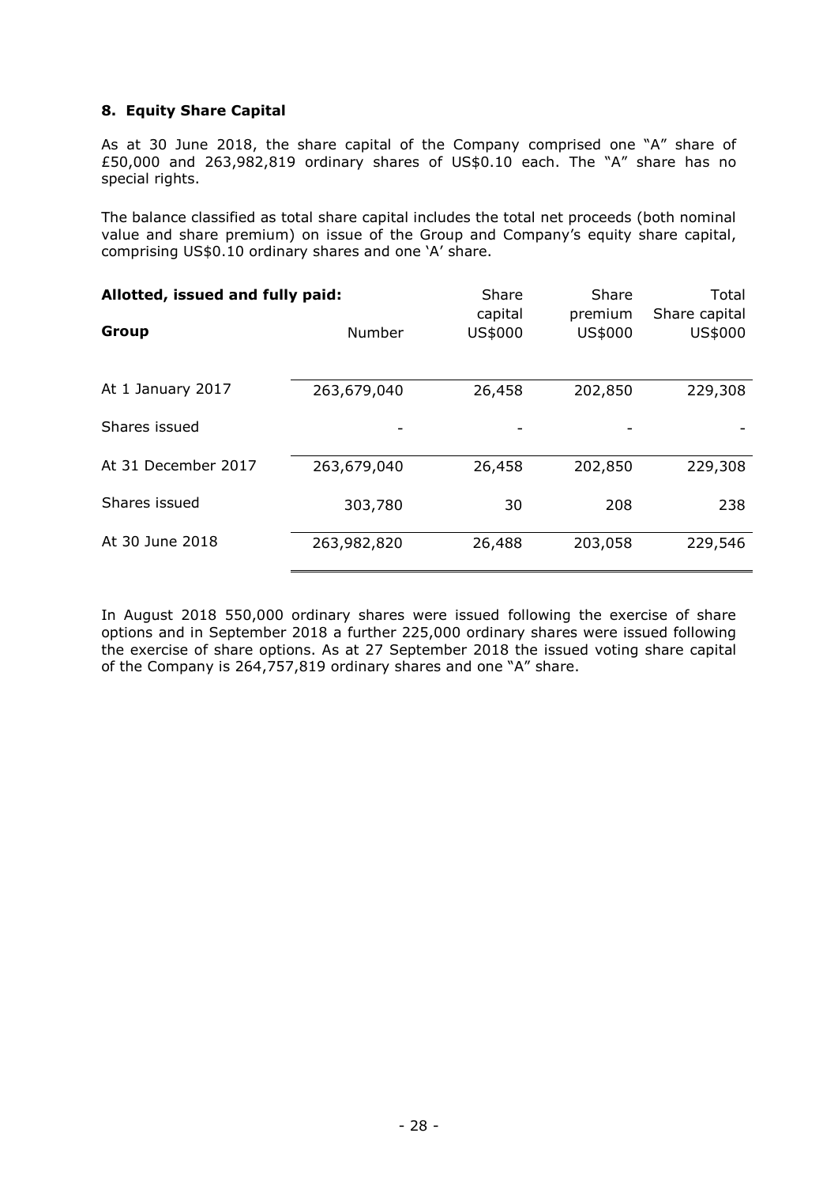## 8. Equity Share Capital

As at 30 June 2018, the share capital of the Company comprised one "A" share of £50,000 and 263,982,819 ordinary shares of US$0.10 each. The "A" share has no special rights.

The balance classified as total share capital includes the total net proceeds (both nominal value and share premium) on issue of the Group and Company's equity share capital, comprising US$0.10 ordinary shares and one 'A' share.

| **Allotted, issued and fully paid:** | | Share capital | Share premium | Total Share capital |
|---|---|---|---|---|
| **Group** | Number | US$000 | US$000 | US$000 |
| At 1 January 2017 | 263,679,040 | 26,458 | 202,850 | 229,308 |
| Shares issued | - | - | - | - |
| At 31 December 2017 | 263,679,040 | 26,458 | 202,850 | 229,308 |
| Shares issued | 303,780 | 30 | 208 | 238 |
| At 30 June 2018 | 263,982,820 | 26,488 | 203,058 | 229,546 |

In August 2018 550,000 ordinary shares were issued following the exercise of share options and in September 2018 a further 225,000 ordinary shares were issued following the exercise of share options. As at 27 September 2018 the issued voting share capital of the Company is 264,757,819 ordinary shares and one "A" share.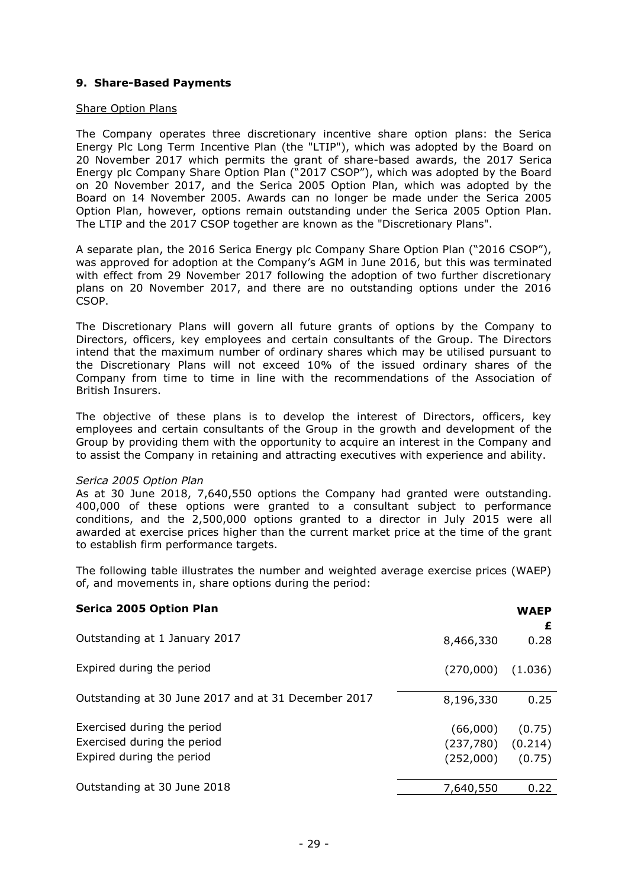### 9. Share-Based Payments

Share Option Plans

The Company operates three discretionary incentive share option plans: the Serica Energy Plc Long Term Incentive Plan (the "LTIP"), which was adopted by the Board on 20 November 2017 which permits the grant of share-based awards, the 2017 Serica Energy plc Company Share Option Plan ("2017 CSOP"), which was adopted by the Board on 20 November 2017, and the Serica 2005 Option Plan, which was adopted by the Board on 14 November 2005. Awards can no longer be made under the Serica 2005 Option Plan, however, options remain outstanding under the Serica 2005 Option Plan. The LTIP and the 2017 CSOP together are known as the "Discretionary Plans".

A separate plan, the 2016 Serica Energy plc Company Share Option Plan ("2016 CSOP"), was approved for adoption at the Company's AGM in June 2016, but this was terminated with effect from 29 November 2017 following the adoption of two further discretionary plans on 20 November 2017, and there are no outstanding options under the 2016 CSOP.

The Discretionary Plans will govern all future grants of options by the Company to Directors, officers, key employees and certain consultants of the Group. The Directors intend that the maximum number of ordinary shares which may be utilised pursuant to the Discretionary Plans will not exceed 10% of the issued ordinary shares of the Company from time to time in line with the recommendations of the Association of British Insurers.

The objective of these plans is to develop the interest of Directors, officers, key employees and certain consultants of the Group in the growth and development of the Group by providing them with the opportunity to acquire an interest in the Company and to assist the Company in retaining and attracting executives with experience and ability.

*Serica 2005 Option Plan*

As at 30 June 2018, 7,640,550 options the Company had granted were outstanding. 400,000 of these options were granted to a consultant subject to performance conditions, and the 2,500,000 options granted to a director in July 2015 were all awarded at exercise prices higher than the current market price at the time of the grant to establish firm performance targets.

The following table illustrates the number and weighted average exercise prices (WAEP) of, and movements in, share options during the period:

| **Serica 2005 Option Plan** | | **WAEP** |
|---|---|---|
| | | **£** |
| Outstanding at 1 January 2017 | 8,466,330 | 0.28 |
| Expired during the period | (270,000) | (1.036) |
| Outstanding at 30 June 2017 and at 31 December 2017 | 8,196,330 | 0.25 |
| Exercised during the period | (66,000) | (0.75) |
| Exercised during the period | (237,780) | (0.214) |
| Expired during the period | (252,000) | (0.75) |
| Outstanding at 30 June 2018 | 7,640,550 | 0.22 |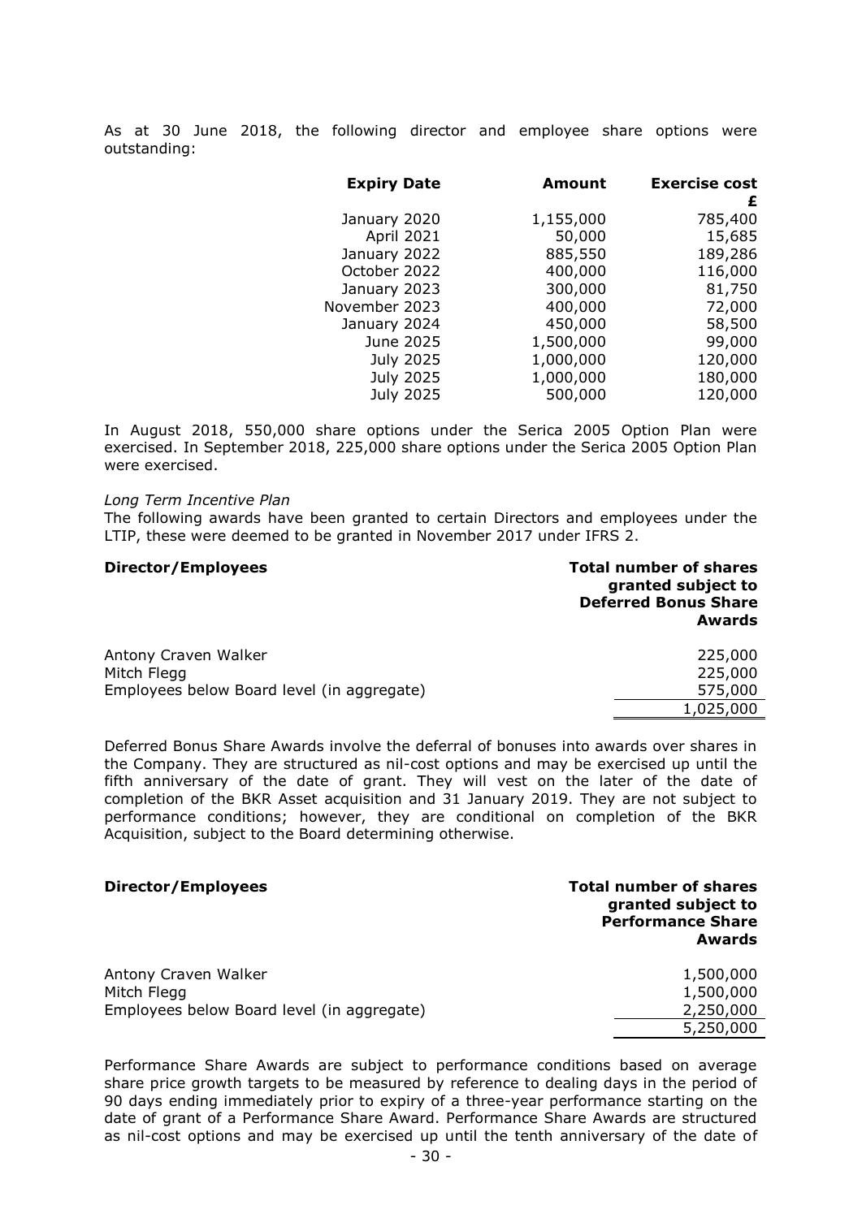As at 30 June 2018, the following director and employee share options were outstanding:

| Expiry Date | Amount | Exercise cost £ |
|---|---|---|
| January 2020 | 1,155,000 | 785,400 |
| April 2021 | 50,000 | 15,685 |
| January 2022 | 885,550 | 189,286 |
| October 2022 | 400,000 | 116,000 |
| January 2023 | 300,000 | 81,750 |
| November 2023 | 400,000 | 72,000 |
| January 2024 | 450,000 | 58,500 |
| June 2025 | 1,500,000 | 99,000 |
| July 2025 | 1,000,000 | 120,000 |
| July 2025 | 1,000,000 | 180,000 |
| July 2025 | 500,000 | 120,000 |

In August 2018, 550,000 share options under the Serica 2005 Option Plan were exercised. In September 2018, 225,000 share options under the Serica 2005 Option Plan were exercised.

*Long Term Incentive Plan*

The following awards have been granted to certain Directors and employees under the LTIP, these were deemed to be granted in November 2017 under IFRS 2.

| **Director/Employees** | **Total number of shares granted subject to Deferred Bonus Share Awards** |
|---|---|
| Antony Craven Walker | 225,000 |
| Mitch Flegg | 225,000 |
| Employees below Board level (in aggregate) | 575,000 |
| | 1,025,000 |

Deferred Bonus Share Awards involve the deferral of bonuses into awards over shares in the Company. They are structured as nil-cost options and may be exercised up until the fifth anniversary of the date of grant. They will vest on the later of the date of completion of the BKR Asset acquisition and 31 January 2019. They are not subject to performance conditions; however, they are conditional on completion of the BKR Acquisition, subject to the Board determining otherwise.

| **Director/Employees** | **Total number of shares granted subject to Performance Share Awards** |
|---|---|
| Antony Craven Walker | 1,500,000 |
| Mitch Flegg | 1,500,000 |
| Employees below Board level (in aggregate) | 2,250,000 |
| | 5,250,000 |

Performance Share Awards are subject to performance conditions based on average share price growth targets to be measured by reference to dealing days in the period of 90 days ending immediately prior to expiry of a three-year performance starting on the date of grant of a Performance Share Award. Performance Share Awards are structured as nil-cost options and may be exercised up until the tenth anniversary of the date of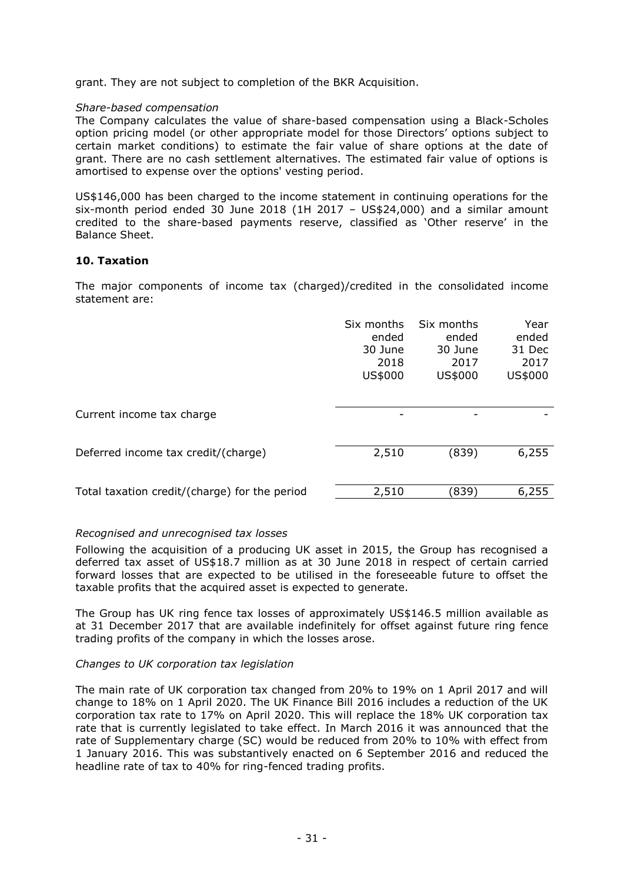grant. They are not subject to completion of the BKR Acquisition.

*Share-based compensation*

The Company calculates the value of share-based compensation using a Black-Scholes option pricing model (or other appropriate model for those Directors' options subject to certain market conditions) to estimate the fair value of share options at the date of grant. There are no cash settlement alternatives. The estimated fair value of options is amortised to expense over the options' vesting period.

US$146,000 has been charged to the income statement in continuing operations for the six-month period ended 30 June 2018 (1H 2017 – US$24,000) and a similar amount credited to the share-based payments reserve, classified as 'Other reserve' in the Balance Sheet.

## 10. Taxation

The major components of income tax (charged)/credited in the consolidated income statement are:

| | Six months ended 30 June 2018 US$000 | Six months ended 30 June 2017 US$000 | Year ended 31 Dec 2017 US$000 |
|---|---|---|---|
| Current income tax charge | - | - | - |
| Deferred income tax credit/(charge) | 2,510 | (839) | 6,255 |
| Total taxation credit/(charge) for the period | 2,510 | (839) | 6,255 |

*Recognised and unrecognised tax losses*

Following the acquisition of a producing UK asset in 2015, the Group has recognised a deferred tax asset of US$18.7 million as at 30 June 2018 in respect of certain carried forward losses that are expected to be utilised in the foreseeable future to offset the taxable profits that the acquired asset is expected to generate.

The Group has UK ring fence tax losses of approximately US$146.5 million available as at 31 December 2017 that are available indefinitely for offset against future ring fence trading profits of the company in which the losses arose.

*Changes to UK corporation tax legislation*

The main rate of UK corporation tax changed from 20% to 19% on 1 April 2017 and will change to 18% on 1 April 2020. The UK Finance Bill 2016 includes a reduction of the UK corporation tax rate to 17% on April 2020. This will replace the 18% UK corporation tax rate that is currently legislated to take effect. In March 2016 it was announced that the rate of Supplementary charge (SC) would be reduced from 20% to 10% with effect from 1 January 2016. This was substantively enacted on 6 September 2016 and reduced the headline rate of tax to 40% for ring-fenced trading profits.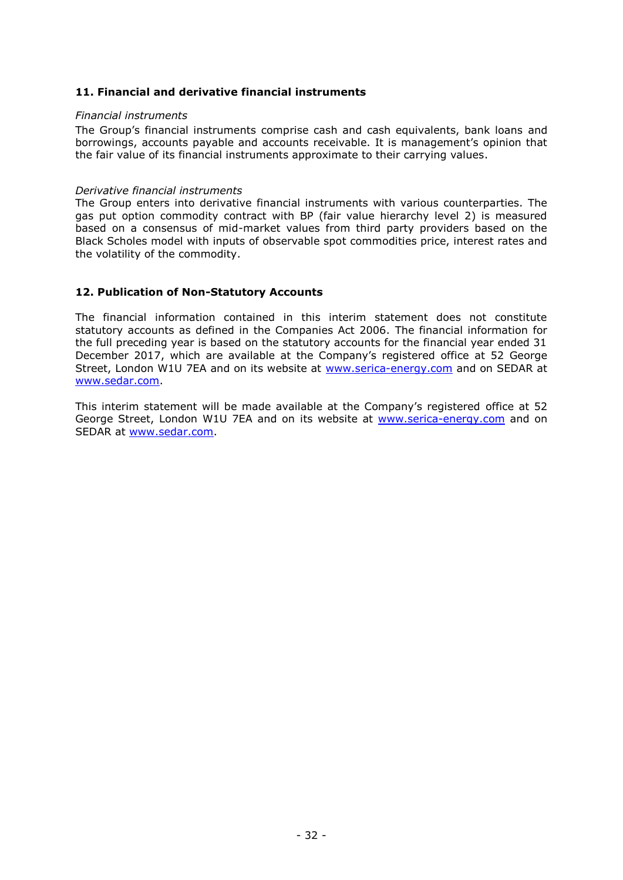### 11. Financial and derivative financial instruments

*Financial instruments*

The Group's financial instruments comprise cash and cash equivalents, bank loans and borrowings, accounts payable and accounts receivable. It is management's opinion that the fair value of its financial instruments approximate to their carrying values.

*Derivative financial instruments*

The Group enters into derivative financial instruments with various counterparties. The gas put option commodity contract with BP (fair value hierarchy level 2) is measured based on a consensus of mid-market values from third party providers based on the Black Scholes model with inputs of observable spot commodities price, interest rates and the volatility of the commodity.

### 12. Publication of Non-Statutory Accounts

The financial information contained in this interim statement does not constitute statutory accounts as defined in the Companies Act 2006. The financial information for the full preceding year is based on the statutory accounts for the financial year ended 31 December 2017, which are available at the Company's registered office at 52 George Street, London W1U 7EA and on its website at www.serica-energy.com and on SEDAR at www.sedar.com.

This interim statement will be made available at the Company's registered office at 52 George Street, London W1U 7EA and on its website at www.serica-energy.com and on SEDAR at www.sedar.com.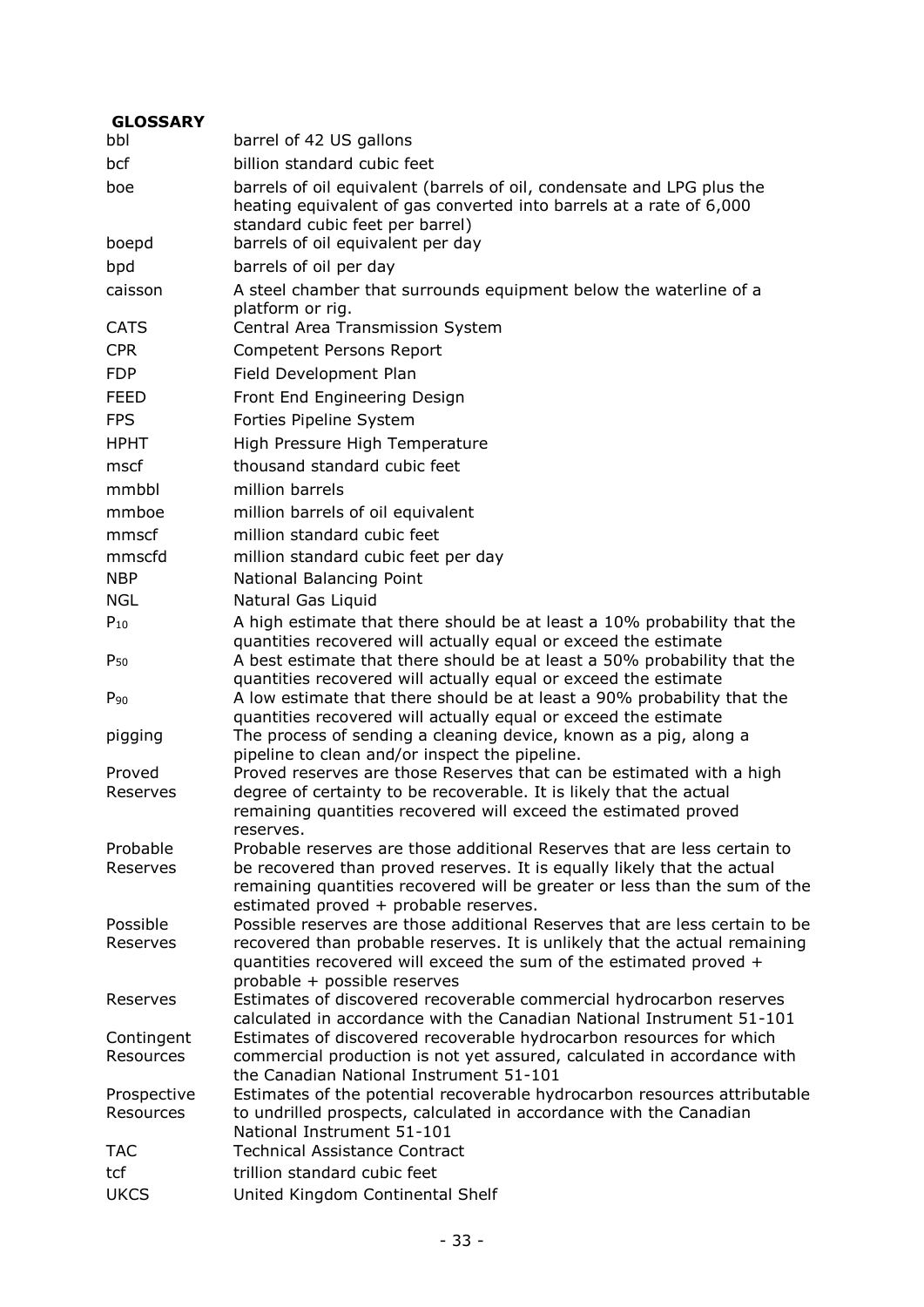## GLOSSARY

| | |
|---|---|
| bbl | barrel of 42 US gallons |
| bcf | billion standard cubic feet |
| boe | barrels of oil equivalent (barrels of oil, condensate and LPG plus the heating equivalent of gas converted into barrels at a rate of 6,000 standard cubic feet per barrel) |
| boepd | barrels of oil equivalent per day |
| bpd | barrels of oil per day |
| caisson | A steel chamber that surrounds equipment below the waterline of a platform or rig. |
| CATS | Central Area Transmission System |
| CPR | Competent Persons Report |
| FDP | Field Development Plan |
| FEED | Front End Engineering Design |
| FPS | Forties Pipeline System |
| HPHT | High Pressure High Temperature |
| mscf | thousand standard cubic feet |
| mmbbl | million barrels |
| mmboe | million barrels of oil equivalent |
| mmscf | million standard cubic feet |
| mmscfd | million standard cubic feet per day |
| NBP | National Balancing Point |
| NGL | Natural Gas Liquid |
| $P_{10}$ | A high estimate that there should be at least a 10% probability that the quantities recovered will actually equal or exceed the estimate |
| $P_{50}$ | A best estimate that there should be at least a 50% probability that the quantities recovered will actually equal or exceed the estimate |
| $P_{90}$ | A low estimate that there should be at least a 90% probability that the quantities recovered will actually equal or exceed the estimate |
| pigging | The process of sending a cleaning device, known as a pig, along a pipeline to clean and/or inspect the pipeline. |
| Proved Reserves | Proved reserves are those Reserves that can be estimated with a high degree of certainty to be recoverable. It is likely that the actual remaining quantities recovered will exceed the estimated proved reserves. |
| Probable Reserves | Probable reserves are those additional Reserves that are less certain to be recovered than proved reserves. It is equally likely that the actual remaining quantities recovered will be greater or less than the sum of the estimated proved + probable reserves. |
| Possible Reserves | Possible reserves are those additional Reserves that are less certain to be recovered than probable reserves. It is unlikely that the actual remaining quantities recovered will exceed the sum of the estimated proved + probable + possible reserves |
| Reserves | Estimates of discovered recoverable commercial hydrocarbon reserves calculated in accordance with the Canadian National Instrument 51-101 |
| Contingent Resources | Estimates of discovered recoverable hydrocarbon resources for which commercial production is not yet assured, calculated in accordance with the Canadian National Instrument 51-101 |
| Prospective Resources | Estimates of the potential recoverable hydrocarbon resources attributable to undrilled prospects, calculated in accordance with the Canadian National Instrument 51-101 |
| TAC | Technical Assistance Contract |
| tcf | trillion standard cubic feet |
| UKCS | United Kingdom Continental Shelf |